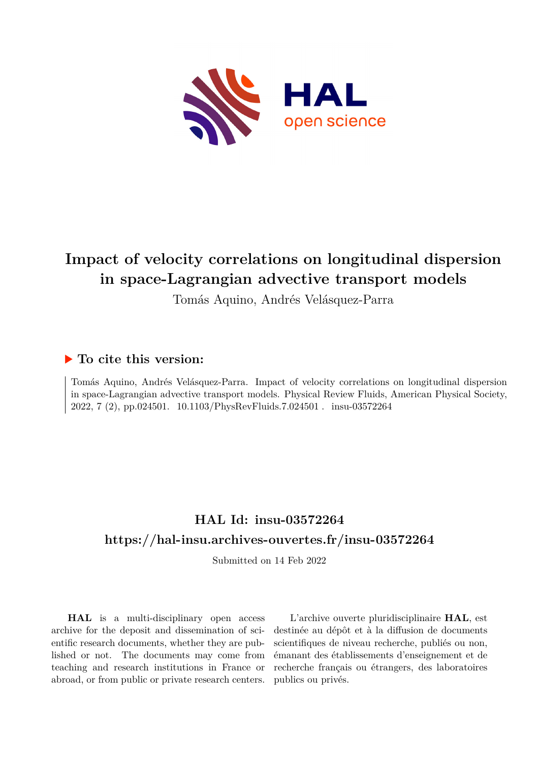# Impact of velocity correlations on longitudinal dispersion in space-Lagrangian advective transport models

Tomás Aquino, Andrés Velásquez-Parra

## ▶ To cite this version:

Tomás Aquino, Andrés Velásquez-Parra. Impact of velocity correlations on longitudinal dispersion in space-Lagrangian advective transport models. Physical Review Fluids, American Physical Society, 2022, 7 (2), pp.024501. 10.1103/PhysRevFluids.7.024501 . insu-03572264

## HAL Id: insu-03572264

## https://hal-insu.archives-ouvertes.fr/insu-03572264

Submitted on 14 Feb 2022

**HAL** is a multi-disciplinary open access archive for the deposit and dissemination of scientific research documents, whether they are published or not. The documents may come from teaching and research institutions in France or abroad, or from public or private research centers.

L'archive ouverte pluridisciplinaire **HAL**, est destinée au dépôt et à la diffusion de documents scientifiques de niveau recherche, publiés ou non, émanant des établissements d'enseignement et de recherche français ou étrangers, des laboratoires publics ou privés.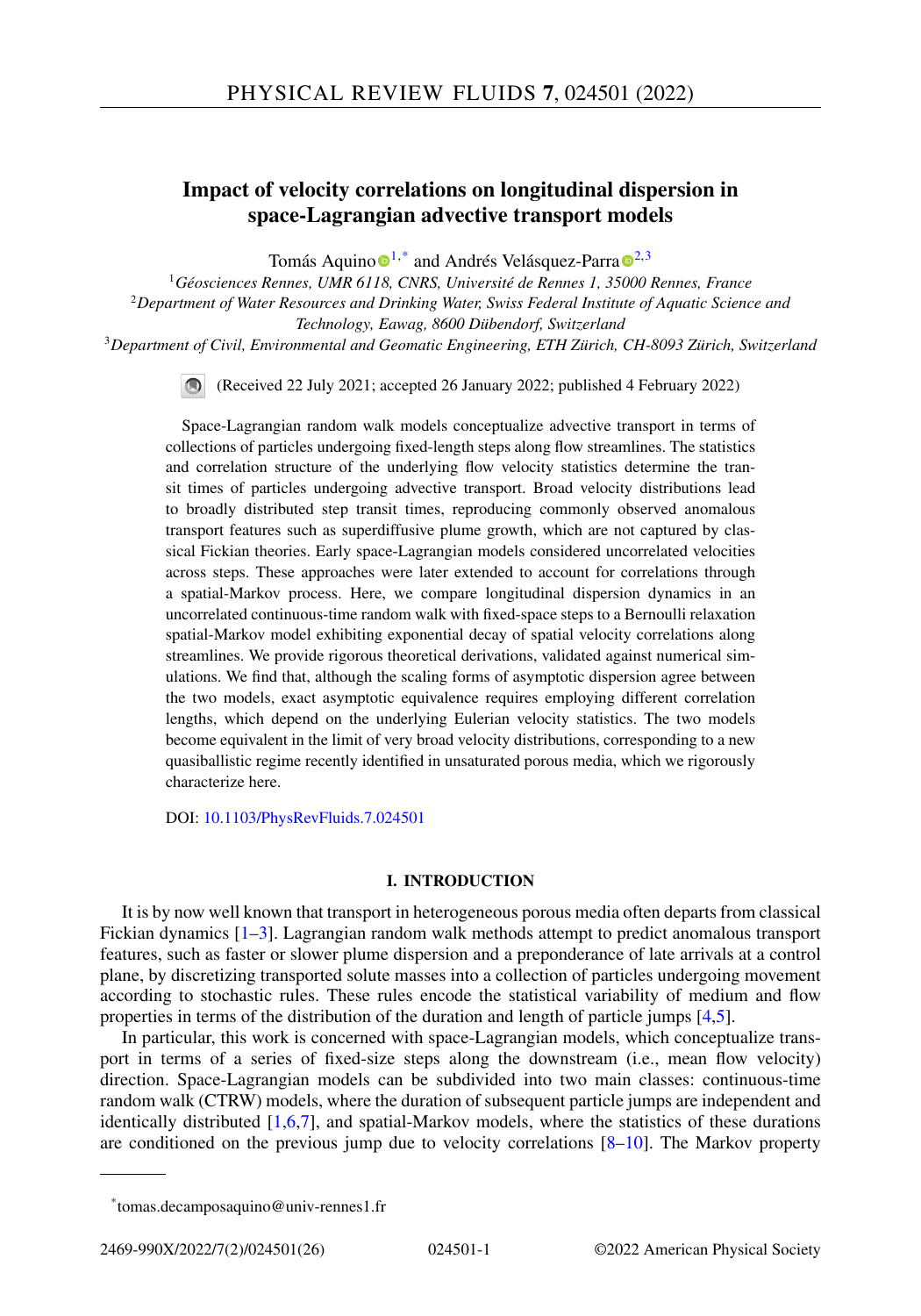# Impact of velocity correlations on longitudinal dispersion in space-Lagrangian advective transport models

Tomás Aquino [1,*] and Andrés Velásquez-Parra [2,3]

[1] *Géosciences Rennes, UMR 6118, CNRS, Université de Rennes 1, 35000 Rennes, France*
[2] *Department of Water Resources and Drinking Water, Swiss Federal Institute of Aquatic Science and Technology, Eawag, 8600 Dübendorf, Switzerland*
[3] *Department of Civil, Environmental and Geomatic Engineering, ETH Zürich, CH-8093 Zürich, Switzerland*

(Received 22 July 2021; accepted 26 January 2022; published 4 February 2022)

Space-Lagrangian random walk models conceptualize advective transport in terms of collections of particles undergoing fixed-length steps along flow streamlines. The statistics and correlation structure of the underlying flow velocity statistics determine the transit times of particles undergoing advective transport. Broad velocity distributions lead to broadly distributed step transit times, reproducing commonly observed anomalous transport features such as superdiffusive plume growth, which are not captured by classical Fickian theories. Early space-Lagrangian models considered uncorrelated velocities across steps. These approaches were later extended to account for correlations through a spatial-Markov process. Here, we compare longitudinal dispersion dynamics in an uncorrelated continuous-time random walk with fixed-space steps to a Bernoulli relaxation spatial-Markov model exhibiting exponential decay of spatial velocity correlations along streamlines. We provide rigorous theoretical derivations, validated against numerical simulations. We find that, although the scaling forms of asymptotic dispersion agree between the two models, exact asymptotic equivalence requires employing different correlation lengths, which depend on the underlying Eulerian velocity statistics. The two models become equivalent in the limit of very broad velocity distributions, corresponding to a new quasiballistic regime recently identified in unsaturated porous media, which we rigorously characterize here.

DOI: 10.1103/PhysRevFluids.7.024501

## I. INTRODUCTION

It is by now well known that transport in heterogeneous porous media often departs from classical Fickian dynamics [1–3]. Lagrangian random walk methods attempt to predict anomalous transport features, such as faster or slower plume dispersion and a preponderance of late arrivals at a control plane, by discretizing transported solute masses into a collection of particles undergoing movement according to stochastic rules. These rules encode the statistical variability of medium and flow properties in terms of the distribution of the duration and length of particle jumps [4,5].

In particular, this work is concerned with space-Lagrangian models, which conceptualize transport in terms of a series of fixed-size steps along the downstream (i.e., mean flow velocity) direction. Space-Lagrangian models can be subdivided into two main classes: continuous-time random walk (CTRW) models, where the duration of subsequent particle jumps are independent and identically distributed [1,6,7], and spatial-Markov models, where the statistics of these durations are conditioned on the previous jump due to velocity correlations [8–10]. The Markov property

---

*tomas.decamposaquino@univ-rennes1.fr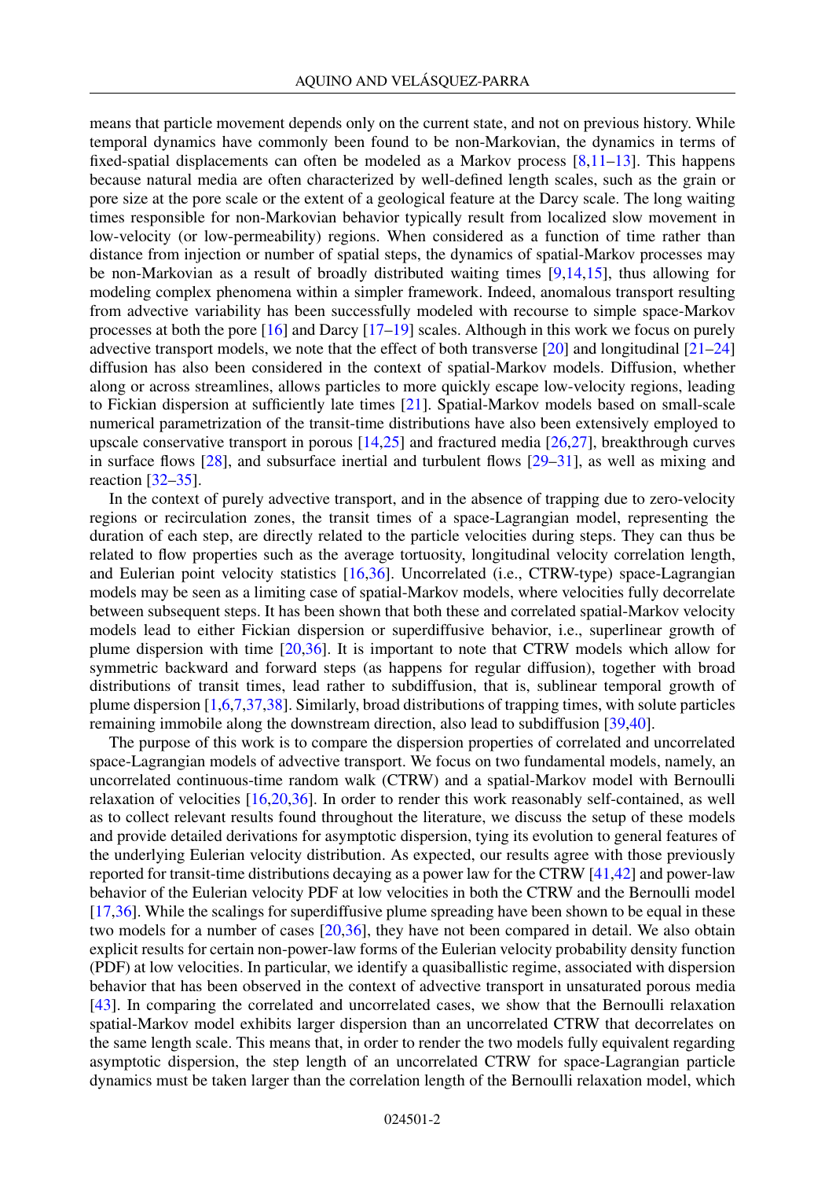means that particle movement depends only on the current state, and not on previous history. While temporal dynamics have commonly been found to be non-Markovian, the dynamics in terms of fixed-spatial displacements can often be modeled as a Markov process [8,11–13]. This happens because natural media are often characterized by well-defined length scales, such as the grain or pore size at the pore scale or the extent of a geological feature at the Darcy scale. The long waiting times responsible for non-Markovian behavior typically result from localized slow movement in low-velocity (or low-permeability) regions. When considered as a function of time rather than distance from injection or number of spatial steps, the dynamics of spatial-Markov processes may be non-Markovian as a result of broadly distributed waiting times [9,14,15], thus allowing for modeling complex phenomena within a simpler framework. Indeed, anomalous transport resulting from advective variability has been successfully modeled with recourse to simple space-Markov processes at both the pore [16] and Darcy [17–19] scales. Although in this work we focus on purely advective transport models, we note that the effect of both transverse [20] and longitudinal [21–24] diffusion has also been considered in the context of spatial-Markov models. Diffusion, whether along or across streamlines, allows particles to more quickly escape low-velocity regions, leading to Fickian dispersion at sufficiently late times [21]. Spatial-Markov models based on small-scale numerical parametrization of the transit-time distributions have also been extensively employed to upscale conservative transport in porous [14,25] and fractured media [26,27], breakthrough curves in surface flows [28], and subsurface inertial and turbulent flows [29–31], as well as mixing and reaction [32–35].

In the context of purely advective transport, and in the absence of trapping due to zero-velocity regions or recirculation zones, the transit times of a space-Lagrangian model, representing the duration of each step, are directly related to the particle velocities during steps. They can thus be related to flow properties such as the average tortuosity, longitudinal velocity correlation length, and Eulerian point velocity statistics [16,36]. Uncorrelated (i.e., CTRW-type) space-Lagrangian models may be seen as a limiting case of spatial-Markov models, where velocities fully decorrelate between subsequent steps. It has been shown that both these and correlated spatial-Markov velocity models lead to either Fickian dispersion or superdiffusive behavior, i.e., superlinear growth of plume dispersion with time [20,36]. It is important to note that CTRW models which allow for symmetric backward and forward steps (as happens for regular diffusion), together with broad distributions of transit times, lead rather to subdiffusion, that is, sublinear temporal growth of plume dispersion [1,6,7,37,38]. Similarly, broad distributions of trapping times, with solute particles remaining immobile along the downstream direction, also lead to subdiffusion [39,40].

The purpose of this work is to compare the dispersion properties of correlated and uncorrelated space-Lagrangian models of advective transport. We focus on two fundamental models, namely, an uncorrelated continuous-time random walk (CTRW) and a spatial-Markov model with Bernoulli relaxation of velocities [16,20,36]. In order to render this work reasonably self-contained, as well as to collect relevant results found throughout the literature, we discuss the setup of these models and provide detailed derivations for asymptotic dispersion, tying its evolution to general features of the underlying Eulerian velocity distribution. As expected, our results agree with those previously reported for transit-time distributions decaying as a power law for the CTRW [41,42] and power-law behavior of the Eulerian velocity PDF at low velocities in both the CTRW and the Bernoulli model [17,36]. While the scalings for superdiffusive plume spreading have been shown to be equal in these two models for a number of cases [20,36], they have not been compared in detail. We also obtain explicit results for certain non-power-law forms of the Eulerian velocity probability density function (PDF) at low velocities. In particular, we identify a quasiballistic regime, associated with dispersion behavior that has been observed in the context of advective transport in unsaturated porous media [43]. In comparing the correlated and uncorrelated cases, we show that the Bernoulli relaxation spatial-Markov model exhibits larger dispersion than an uncorrelated CTRW that decorrelates on the same length scale. This means that, in order to render the two models fully equivalent regarding asymptotic dispersion, the step length of an uncorrelated CTRW for space-Lagrangian particle dynamics must be taken larger than the correlation length of the Bernoulli relaxation model, which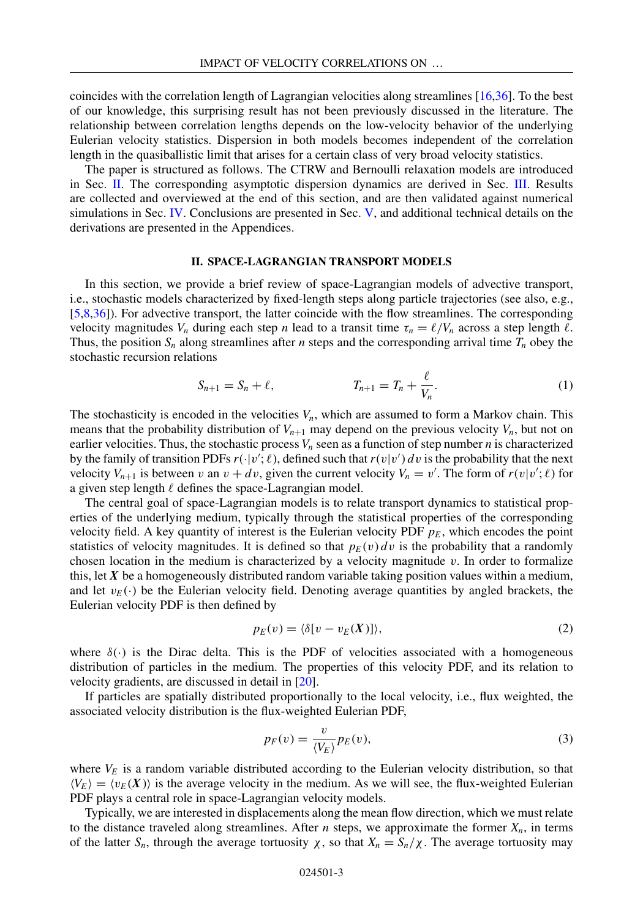coincides with the correlation length of Lagrangian velocities along streamlines [16,36]. To the best of our knowledge, this surprising result has not been previously discussed in the literature. The relationship between correlation lengths depends on the low-velocity behavior of the underlying Eulerian velocity statistics. Dispersion in both models becomes independent of the correlation length in the quasiballistic limit that arises for a certain class of very broad velocity statistics.

The paper is structured as follows. The CTRW and Bernoulli relaxation models are introduced in Sec. II. The corresponding asymptotic dispersion dynamics are derived in Sec. III. Results are collected and overviewed at the end of this section, and are then validated against numerical simulations in Sec. IV. Conclusions are presented in Sec. V, and additional technical details on the derivations are presented in the Appendices.

## II. SPACE-LAGRANGIAN TRANSPORT MODELS

In this section, we provide a brief review of space-Lagrangian models of advective transport, i.e., stochastic models characterized by fixed-length steps along particle trajectories (see also, e.g., [5,8,36]). For advective transport, the latter coincide with the flow streamlines. The corresponding velocity magnitudes $V_n$ during each step $n$ lead to a transit time $\tau_n = \ell/V_n$ across a step length $\ell$. Thus, the position $S_n$ along streamlines after $n$ steps and the corresponding arrival time $T_n$ obey the stochastic recursion relations

$$S_{n+1} = S_n + \ell, \qquad\qquad T_{n+1} = T_n + \frac{\ell}{V_n}. \tag{1}$$

The stochasticity is encoded in the velocities $V_n$, which are assumed to form a Markov chain. This means that the probability distribution of $V_{n+1}$ may depend on the previous velocity $V_n$, but not on earlier velocities. Thus, the stochastic process $V_n$ seen as a function of step number $n$ is characterized by the family of transition PDFs $r(\cdot|v';\ell)$, defined such that $r(v|v')\,dv$ is the probability that the next velocity $V_{n+1}$ is between $v$ an $v + dv$, given the current velocity $V_n = v'$. The form of $r(v|v';\ell)$ for a given step length $\ell$ defines the space-Lagrangian model.

The central goal of space-Lagrangian models is to relate transport dynamics to statistical properties of the underlying medium, typically through the statistical properties of the corresponding velocity field. A key quantity of interest is the Eulerian velocity PDF $p_E$, which encodes the point statistics of velocity magnitudes. It is defined so that $p_E(v)\,dv$ is the probability that a randomly chosen location in the medium is characterized by a velocity magnitude $v$. In order to formalize this, let $\boldsymbol{X}$ be a homogeneously distributed random variable taking position values within a medium, and let $v_E(\cdot)$ be the Eulerian velocity field. Denoting average quantities by angled brackets, the Eulerian velocity PDF is then defined by

$$p_E(v) = \langle \delta[v - v_E(\boldsymbol{X})] \rangle, \tag{2}$$

where $\delta(\cdot)$ is the Dirac delta. This is the PDF of velocities associated with a homogeneous distribution of particles in the medium. The properties of this velocity PDF, and its relation to velocity gradients, are discussed in detail in [20].

If particles are spatially distributed proportionally to the local velocity, i.e., flux weighted, the associated velocity distribution is the flux-weighted Eulerian PDF,

$$p_F(v) = \frac{v}{\langle V_E \rangle} p_E(v), \tag{3}$$

where $V_E$ is a random variable distributed according to the Eulerian velocity distribution, so that $\langle V_E \rangle = \langle v_E(\boldsymbol{X}) \rangle$ is the average velocity in the medium. As we will see, the flux-weighted Eulerian PDF plays a central role in space-Lagrangian velocity models.

Typically, we are interested in displacements along the mean flow direction, which we must relate to the distance traveled along streamlines. After $n$ steps, we approximate the former $X_n$, in terms of the latter $S_n$, through the average tortuosity $\chi$, so that $X_n = S_n/\chi$. The average tortuosity may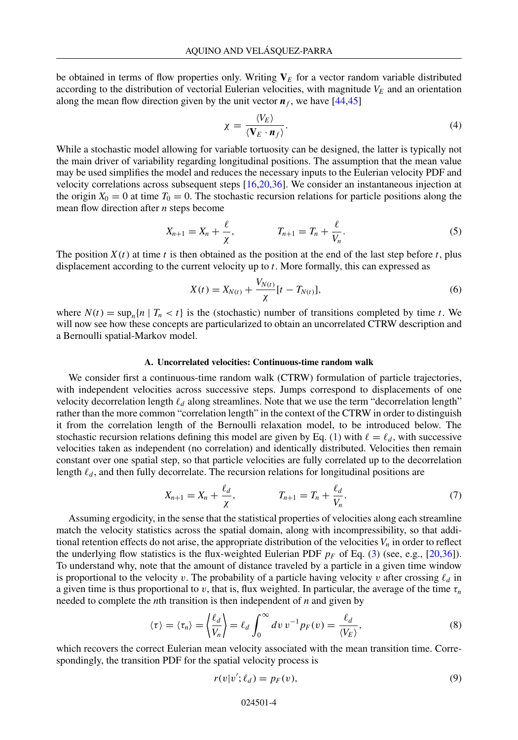be obtained in terms of flow properties only. Writing $\mathbf{V}_E$ for a vector random variable distributed according to the distribution of vectorial Eulerian velocities, with magnitude $V_E$ and an orientation along the mean flow direction given by the unit vector $\boldsymbol{n}_f$, we have [44,45]

$$\chi = \frac{\langle V_E \rangle}{\langle \mathbf{V}_E \cdot \boldsymbol{n}_f \rangle}. \tag{4}$$

While a stochastic model allowing for variable tortuosity can be designed, the latter is typically not the main driver of variability regarding longitudinal positions. The assumption that the mean value may be used simplifies the model and reduces the necessary inputs to the Eulerian velocity PDF and velocity correlations across subsequent steps [16,20,36]. We consider an instantaneous injection at the origin $X_0 = 0$ at time $T_0 = 0$. The stochastic recursion relations for particle positions along the mean flow direction after $n$ steps become

$$X_{n+1} = X_n + \frac{\ell}{\chi}, \qquad T_{n+1} = T_n + \frac{\ell}{V_n}. \tag{5}$$

The position $X(t)$ at time $t$ is then obtained as the position at the end of the last step before $t$, plus displacement according to the current velocity up to $t$. More formally, this can expressed as

$$X(t) = X_{N(t)} + \frac{V_{N(t)}}{\chi}[t - T_{N(t)}], \tag{6}$$

where $N(t) = \sup_n\{n \mid T_n < t\}$ is the (stochastic) number of transitions completed by time $t$. We will now see how these concepts are particularized to obtain an uncorrelated CTRW description and a Bernoulli spatial-Markov model.

### A. Uncorrelated velocities: Continuous-time random walk

We consider first a continuous-time random walk (CTRW) formulation of particle trajectories, with independent velocities across successive steps. Jumps correspond to displacements of one velocity decorrelation length $\ell_d$ along streamlines. Note that we use the term "decorrelation length" rather than the more common "correlation length" in the context of the CTRW in order to distinguish it from the correlation length of the Bernoulli relaxation model, to be introduced below. The stochastic recursion relations defining this model are given by Eq. (1) with $\ell = \ell_d$, with successive velocities taken as independent (no correlation) and identically distributed. Velocities then remain constant over one spatial step, so that particle velocities are fully correlated up to the decorrelation length $\ell_d$, and then fully decorrelate. The recursion relations for longitudinal positions are

$$X_{n+1} = X_n + \frac{\ell_d}{\chi}, \qquad T_{n+1} = T_n + \frac{\ell_d}{V_n}. \tag{7}$$

Assuming ergodicity, in the sense that the statistical properties of velocities along each streamline match the velocity statistics across the spatial domain, along with incompressibility, so that additional retention effects do not arise, the appropriate distribution of the velocities $V_n$ in order to reflect the underlying flow statistics is the flux-weighted Eulerian PDF $p_F$ of Eq. (3) (see, e.g., [20,36]). To understand why, note that the amount of distance traveled by a particle in a given time window is proportional to the velocity $v$. The probability of a particle having velocity $v$ after crossing $\ell_d$ in a given time is thus proportional to $v$, that is, flux weighted. In particular, the average of the time $\tau_n$ needed to complete the $n$th transition is then independent of $n$ and given by

$$\langle \tau \rangle = \langle \tau_n \rangle = \left\langle \frac{\ell_d}{V_n} \right\rangle = \ell_d \int_0^\infty dv\, v^{-1} p_F(v) = \frac{\ell_d}{\langle V_E \rangle}, \tag{8}$$

which recovers the correct Eulerian mean velocity associated with the mean transition time. Correspondingly, the transition PDF for the spatial velocity process is

$$r(v|v'; \ell_d) = p_F(v), \tag{9}$$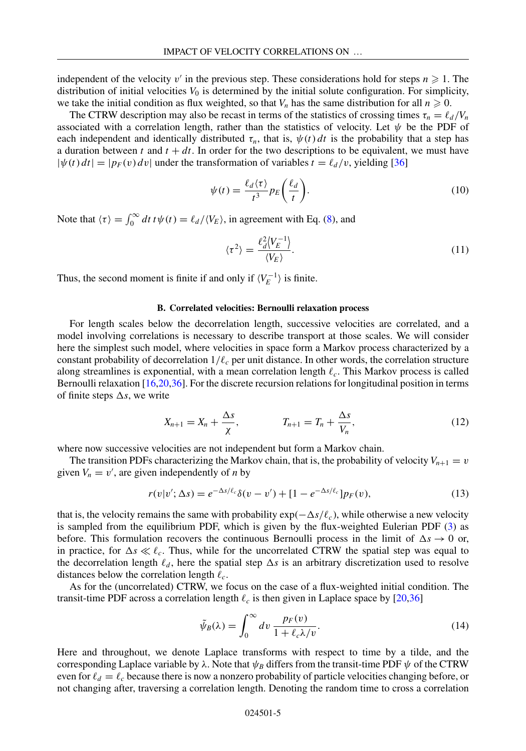independent of the velocity $v'$ in the previous step. These considerations hold for steps $n \geqslant 1$. The distribution of initial velocities $V_0$ is determined by the initial solute configuration. For simplicity, we take the initial condition as flux weighted, so that $V_n$ has the same distribution for all $n \geqslant 0$.

The CTRW description may also be recast in terms of the statistics of crossing times $\tau_n = \ell_d / V_n$ associated with a correlation length, rather than the statistics of velocity. Let $\psi$ be the PDF of each independent and identically distributed $\tau_n$, that is, $\psi(t)\,dt$ is the probability that a step has a duration between $t$ and $t + dt$. In order for the two descriptions to be equivalent, we must have $|\psi(t)\,dt| = |p_F(v)\,dv|$ under the transformation of variables $t = \ell_d / v$, yielding [36]

$$\psi(t) = \frac{\ell_d \langle \tau \rangle}{t^3} p_E\left(\frac{\ell_d}{t}\right). \tag{10}$$

Note that $\langle \tau \rangle = \int_0^\infty dt\, t\psi(t) = \ell_d / \langle V_E \rangle$, in agreement with Eq. (8), and

$$\langle \tau^2 \rangle = \frac{\ell_d^2 \langle V_E^{-1} \rangle}{\langle V_E \rangle}. \tag{11}$$

Thus, the second moment is finite if and only if $\langle V_E^{-1} \rangle$ is finite.

### B. Correlated velocities: Bernoulli relaxation process

For length scales below the decorrelation length, successive velocities are correlated, and a model involving correlations is necessary to describe transport at those scales. We will consider here the simplest such model, where velocities in space form a Markov process characterized by a constant probability of decorrelation $1/\ell_c$ per unit distance. In other words, the correlation structure along streamlines is exponential, with a mean correlation length $\ell_c$. This Markov process is called Bernoulli relaxation [16,20,36]. For the discrete recursion relations for longitudinal position in terms of finite steps $\Delta s$, we write

$$X_{n+1} = X_n + \frac{\Delta s}{\chi}, \qquad\qquad T_{n+1} = T_n + \frac{\Delta s}{V_n}, \tag{12}$$

where now successive velocities are not independent but form a Markov chain.

The transition PDFs characterizing the Markov chain, that is, the probability of velocity $V_{n+1} = v$ given $V_n = v'$, are given independently of $n$ by

$$r(v|v'; \Delta s) = e^{-\Delta s/\ell_c}\delta(v - v') + [1 - e^{-\Delta s/\ell_c}]p_F(v), \tag{13}$$

that is, the velocity remains the same with probability $\exp(-\Delta s/\ell_c)$, while otherwise a new velocity is sampled from the equilibrium PDF, which is given by the flux-weighted Eulerian PDF (3) as before. This formulation recovers the continuous Bernoulli process in the limit of $\Delta s \to 0$ or, in practice, for $\Delta s \ll \ell_c$. Thus, while for the uncorrelated CTRW the spatial step was equal to the decorrelation length $\ell_d$, here the spatial step $\Delta s$ is an arbitrary discretization used to resolve distances below the correlation length $\ell_c$.

As for the (uncorrelated) CTRW, we focus on the case of a flux-weighted initial condition. The transit-time PDF across a correlation length $\ell_c$ is then given in Laplace space by [20,36]

$$\tilde{\psi}_B(\lambda) = \int_0^\infty dv\, \frac{p_F(v)}{1 + \ell_c \lambda / v}. \tag{14}$$

Here and throughout, we denote Laplace transforms with respect to time by a tilde, and the corresponding Laplace variable by $\lambda$. Note that $\psi_B$ differs from the transit-time PDF $\psi$ of the CTRW even for $\ell_d = \ell_c$ because there is now a nonzero probability of particle velocities changing before, or not changing after, traversing a correlation length. Denoting the random time to cross a correlation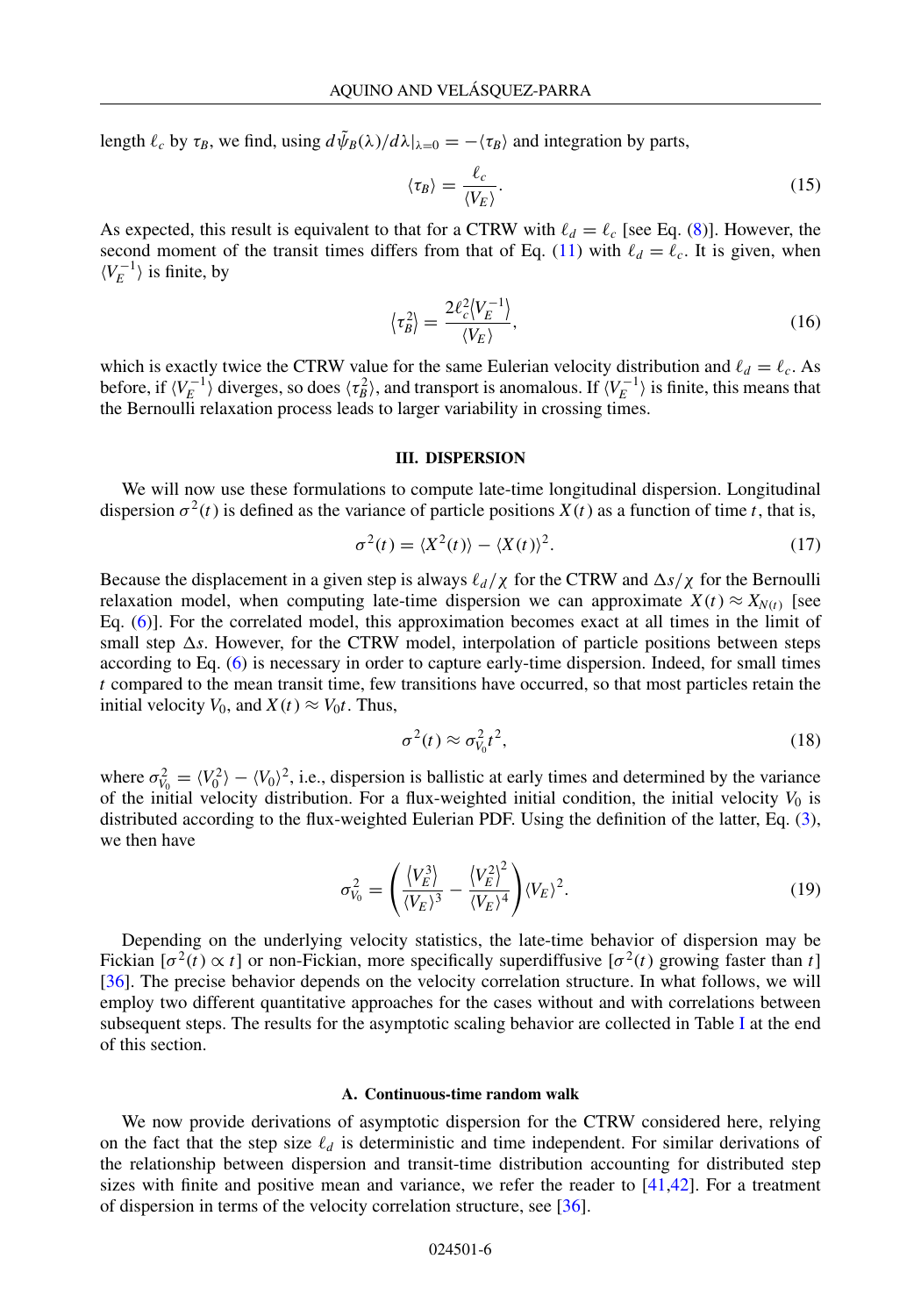length $\ell_c$ by $\tau_B$, we find, using $d\tilde{\psi}_B(\lambda)/d\lambda|_{\lambda=0} = -\langle \tau_B \rangle$ and integration by parts,

$$\langle \tau_B \rangle = \frac{\ell_c}{\langle V_E \rangle}. \tag{15}$$

As expected, this result is equivalent to that for a CTRW with $\ell_d = \ell_c$ [see Eq. (8)]. However, the second moment of the transit times differs from that of Eq. (11) with $\ell_d = \ell_c$. It is given, when $\langle V_E^{-1} \rangle$ is finite, by

$$\langle \tau_B^2 \rangle = \frac{2\ell_c^2 \langle V_E^{-1} \rangle}{\langle V_E \rangle}, \tag{16}$$

which is exactly twice the CTRW value for the same Eulerian velocity distribution and $\ell_d = \ell_c$. As before, if $\langle V_E^{-1} \rangle$ diverges, so does $\langle \tau_B^2 \rangle$, and transport is anomalous. If $\langle V_E^{-1} \rangle$ is finite, this means that the Bernoulli relaxation process leads to larger variability in crossing times.

## III. DISPERSION

We will now use these formulations to compute late-time longitudinal dispersion. Longitudinal dispersion $\sigma^2(t)$ is defined as the variance of particle positions $X(t)$ as a function of time $t$, that is,

$$\sigma^2(t) = \langle X^2(t) \rangle - \langle X(t) \rangle^2. \tag{17}$$

Because the displacement in a given step is always $\ell_d/\chi$ for the CTRW and $\Delta s/\chi$ for the Bernoulli relaxation model, when computing late-time dispersion we can approximate $X(t) \approx X_{N(t)}$ [see Eq. (6)]. For the correlated model, this approximation becomes exact at all times in the limit of small step $\Delta s$. However, for the CTRW model, interpolation of particle positions between steps according to Eq. (6) is necessary in order to capture early-time dispersion. Indeed, for small times $t$ compared to the mean transit time, few transitions have occurred, so that most particles retain the initial velocity $V_0$, and $X(t) \approx V_0 t$. Thus,

$$\sigma^2(t) \approx \sigma_{V_0}^2 t^2, \tag{18}$$

where $\sigma_{V_0}^2 = \langle V_0^2 \rangle - \langle V_0 \rangle^2$, i.e., dispersion is ballistic at early times and determined by the variance of the initial velocity distribution. For a flux-weighted initial condition, the initial velocity $V_0$ is distributed according to the flux-weighted Eulerian PDF. Using the definition of the latter, Eq. (3), we then have

$$\sigma_{V_0}^2 = \left( \frac{\langle V_E^3 \rangle}{\langle V_E \rangle^3} - \frac{\langle V_E^2 \rangle^2}{\langle V_E \rangle^4} \right) \langle V_E \rangle^2. \tag{19}$$

Depending on the underlying velocity statistics, the late-time behavior of dispersion may be Fickian [$\sigma^2(t) \propto t$] or non-Fickian, more specifically superdiffusive [$\sigma^2(t)$ growing faster than $t$] [36]. The precise behavior depends on the velocity correlation structure. In what follows, we will employ two different quantitative approaches for the cases without and with correlations between subsequent steps. The results for the asymptotic scaling behavior are collected in Table I at the end of this section.

### A. Continuous-time random walk

We now provide derivations of asymptotic dispersion for the CTRW considered here, relying on the fact that the step size $\ell_d$ is deterministic and time independent. For similar derivations of the relationship between dispersion and transit-time distribution accounting for distributed step sizes with finite and positive mean and variance, we refer the reader to [41,42]. For a treatment of dispersion in terms of the velocity correlation structure, see [36].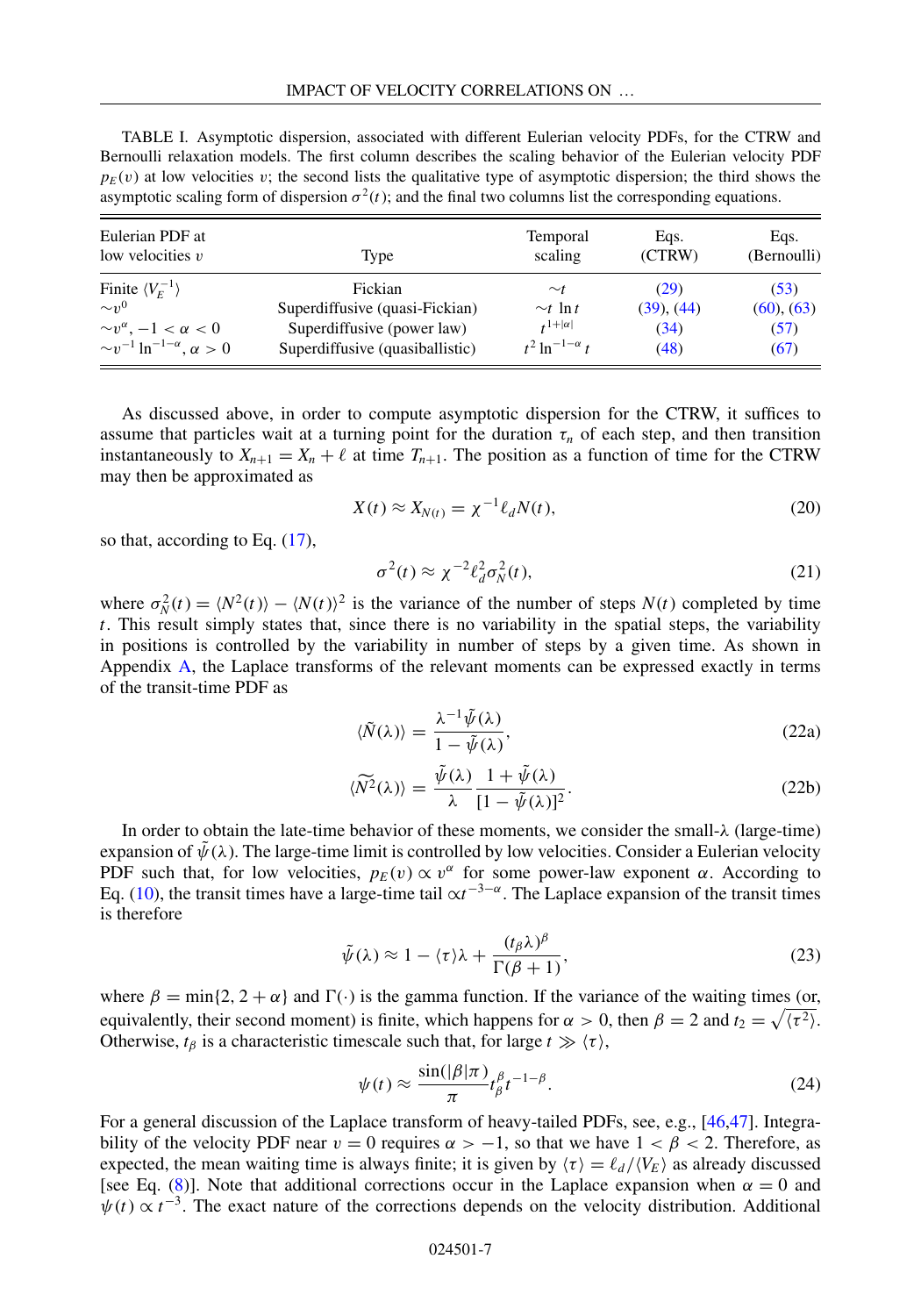TABLE I. Asymptotic dispersion, associated with different Eulerian velocity PDFs, for the CTRW and Bernoulli relaxation models. The first column describes the scaling behavior of the Eulerian velocity PDF $p_E(v)$ at low velocities $v$; the second lists the qualitative type of asymptotic dispersion; the third shows the asymptotic scaling form of dispersion $\sigma^2(t)$; and the final two columns list the corresponding equations.

| Eulerian PDF at low velocities $v$ | Type | Temporal scaling | Eqs. (CTRW) | Eqs. (Bernoulli) |
|---|---|---|---|---|
| Finite $\langle V_E^{-1}\rangle$ | Fickian | $\sim t$ | (29) | (53) |
| $\sim v^0$ | Superdiffusive (quasi-Fickian) | $\sim t\,\ln t$ | (39), (44) | (60), (63) |
| $\sim v^\alpha$, $-1 < \alpha < 0$ | Superdiffusive (power law) | $t^{1+\lvert\alpha\rvert}$ | (34) | (57) |
| $\sim v^{-1}\ln^{-1-\alpha}$, $\alpha > 0$ | Superdiffusive (quasiballistic) | $t^2\ln^{-1-\alpha} t$ | (48) | (67) |

As discussed above, in order to compute asymptotic dispersion for the CTRW, it suffices to assume that particles wait at a turning point for the duration $\tau_n$ of each step, and then transition instantaneously to $X_{n+1} = X_n + \ell$ at time $T_{n+1}$. The position as a function of time for the CTRW may then be approximated as

$$X(t) \approx X_{N(t)} = \chi^{-1}\ell_d N(t), \tag{20}$$

so that, according to Eq. (17),

$$\sigma^2(t) \approx \chi^{-2}\ell_d^2\sigma_N^2(t), \tag{21}$$

where $\sigma_N^2(t) = \langle N^2(t)\rangle - \langle N(t)\rangle^2$ is the variance of the number of steps $N(t)$ completed by time $t$. This result simply states that, since there is no variability in the spatial steps, the variability in positions is controlled by the variability in number of steps by a given time. As shown in Appendix A, the Laplace transforms of the relevant moments can be expressed exactly in terms of the transit-time PDF as

$$\langle \tilde{N}(\lambda)\rangle = \frac{\lambda^{-1}\tilde{\psi}(\lambda)}{1-\tilde{\psi}(\lambda)}, \tag{22a}$$

$$\langle \widetilde{N^2}(\lambda)\rangle = \frac{\tilde{\psi}(\lambda)}{\lambda}\frac{1+\tilde{\psi}(\lambda)}{[1-\tilde{\psi}(\lambda)]^2}. \tag{22b}$$

In order to obtain the late-time behavior of these moments, we consider the small-$\lambda$ (large-time) expansion of $\tilde{\psi}(\lambda)$. The large-time limit is controlled by low velocities. Consider a Eulerian velocity PDF such that, for low velocities, $p_E(v) \propto v^\alpha$ for some power-law exponent $\alpha$. According to Eq. (10), the transit times have a large-time tail $\propto t^{-3-\alpha}$. The Laplace expansion of the transit times is therefore

$$\tilde{\psi}(\lambda) \approx 1 - \langle\tau\rangle\lambda + \frac{(t_\beta\lambda)^\beta}{\Gamma(\beta+1)}, \tag{23}$$

where $\beta = \min\{2, 2+\alpha\}$ and $\Gamma(\cdot)$ is the gamma function. If the variance of the waiting times (or, equivalently, their second moment) is finite, which happens for $\alpha > 0$, then $\beta = 2$ and $t_2 = \sqrt{\langle\tau^2\rangle}$. Otherwise, $t_\beta$ is a characteristic timescale such that, for large $t \gg \langle\tau\rangle$,

$$\psi(t) \approx \frac{\sin(|\beta|\pi)}{\pi}t_\beta^\beta t^{-1-\beta}. \tag{24}$$

For a general discussion of the Laplace transform of heavy-tailed PDFs, see, e.g., [46,47]. Integrability of the velocity PDF near $v = 0$ requires $\alpha > -1$, so that we have $1 < \beta < 2$. Therefore, as expected, the mean waiting time is always finite; it is given by $\langle\tau\rangle = \ell_d/\langle V_E\rangle$ as already discussed [see Eq. (8)]. Note that additional corrections occur in the Laplace expansion when $\alpha = 0$ and $\psi(t) \propto t^{-3}$. The exact nature of the corrections depends on the velocity distribution. Additional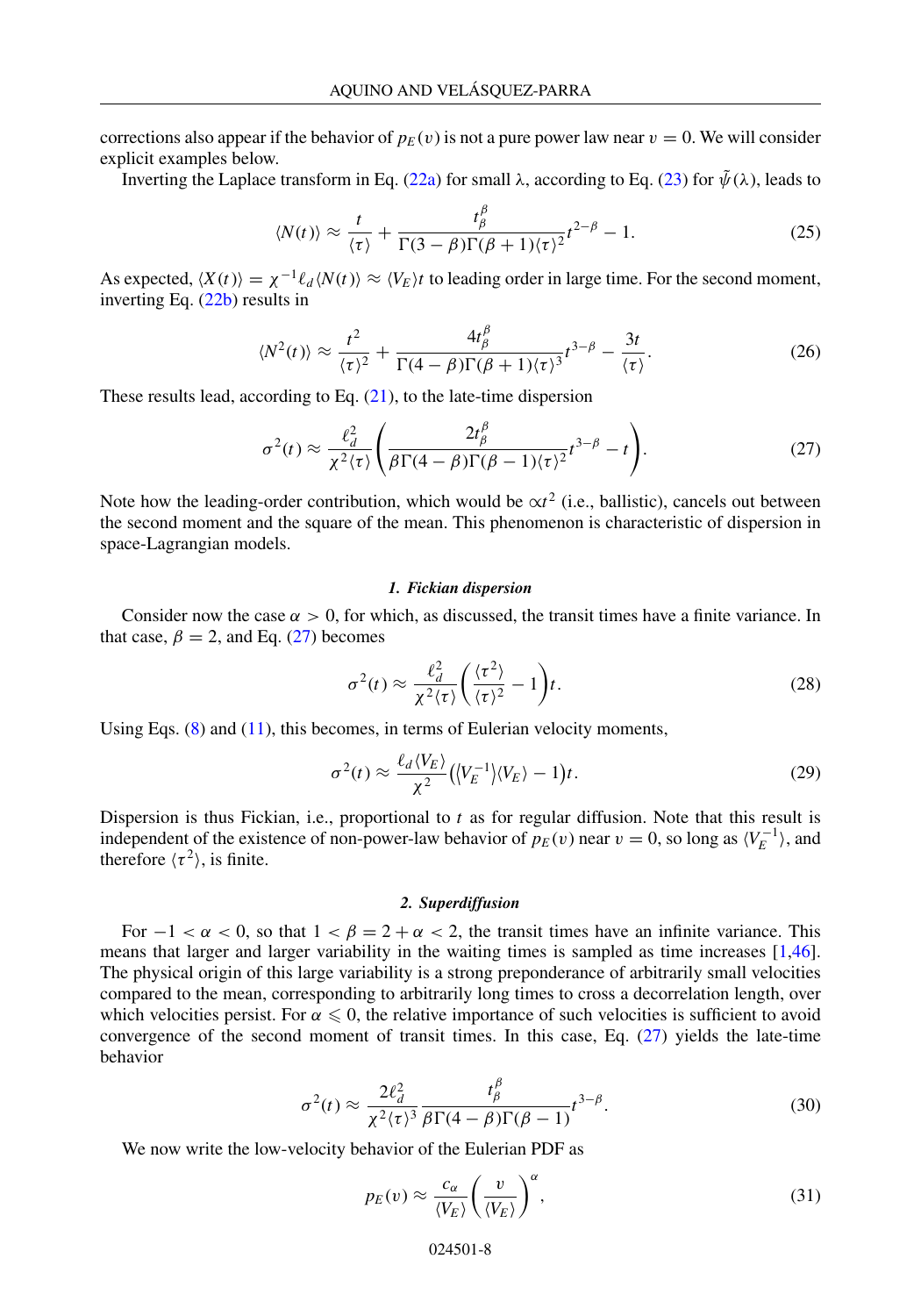corrections also appear if the behavior of $p_E(v)$ is not a pure power law near $v = 0$. We will consider explicit examples below.

Inverting the Laplace transform in Eq. (22a) for small $\lambda$, according to Eq. (23) for $\tilde{\psi}(\lambda)$, leads to

$$\langle N(t)\rangle \approx \frac{t}{\langle\tau\rangle} + \frac{t_\beta^\beta}{\Gamma(3-\beta)\Gamma(\beta+1)\langle\tau\rangle^2}t^{2-\beta} - 1. \tag{25}$$

As expected, $\langle X(t)\rangle = \chi^{-1}\ell_d\langle N(t)\rangle \approx \langle V_E\rangle t$ to leading order in large time. For the second moment, inverting Eq. (22b) results in

$$\langle N^2(t)\rangle \approx \frac{t^2}{\langle\tau\rangle^2} + \frac{4t_\beta^\beta}{\Gamma(4-\beta)\Gamma(\beta+1)\langle\tau\rangle^3}t^{3-\beta} - \frac{3t}{\langle\tau\rangle}. \tag{26}$$

These results lead, according to Eq. (21), to the late-time dispersion

$$\sigma^2(t) \approx \frac{\ell_d^2}{\chi^2\langle\tau\rangle}\left(\frac{2t_\beta^\beta}{\beta\Gamma(4-\beta)\Gamma(\beta-1)\langle\tau\rangle^2}t^{3-\beta} - t\right). \tag{27}$$

Note how the leading-order contribution, which would be $\propto t^2$ (i.e., ballistic), cancels out between the second moment and the square of the mean. This phenomenon is characteristic of dispersion in space-Lagrangian models.

#### *1. Fickian dispersion*

Consider now the case $\alpha > 0$, for which, as discussed, the transit times have a finite variance. In that case, $\beta = 2$, and Eq. (27) becomes

$$\sigma^2(t) \approx \frac{\ell_d^2}{\chi^2\langle\tau\rangle}\left(\frac{\langle\tau^2\rangle}{\langle\tau\rangle^2} - 1\right)t. \tag{28}$$

Using Eqs. (8) and (11), this becomes, in terms of Eulerian velocity moments,

$$\sigma^2(t) \approx \frac{\ell_d\langle V_E\rangle}{\chi^2}\left(\langle V_E^{-1}\rangle\langle V_E\rangle - 1\right)t. \tag{29}$$

Dispersion is thus Fickian, i.e., proportional to $t$ as for regular diffusion. Note that this result is independent of the existence of non-power-law behavior of $p_E(v)$ near $v = 0$, so long as $\langle V_E^{-1}\rangle$, and therefore $\langle\tau^2\rangle$, is finite.

#### *2. Superdiffusion*

For $-1 < \alpha < 0$, so that $1 < \beta = 2 + \alpha < 2$, the transit times have an infinite variance. This means that larger and larger variability in the waiting times is sampled as time increases [1,46]. The physical origin of this large variability is a strong preponderance of arbitrarily small velocities compared to the mean, corresponding to arbitrarily long times to cross a decorrelation length, over which velocities persist. For $\alpha \leqslant 0$, the relative importance of such velocities is sufficient to avoid convergence of the second moment of transit times. In this case, Eq. (27) yields the late-time behavior

$$\sigma^2(t) \approx \frac{2\ell_d^2}{\chi^2\langle\tau\rangle^3}\frac{t_\beta^\beta}{\beta\Gamma(4-\beta)\Gamma(\beta-1)}t^{3-\beta}. \tag{30}$$

We now write the low-velocity behavior of the Eulerian PDF as

$$p_E(v) \approx \frac{c_\alpha}{\langle V_E\rangle}\left(\frac{v}{\langle V_E\rangle}\right)^\alpha, \tag{31}$$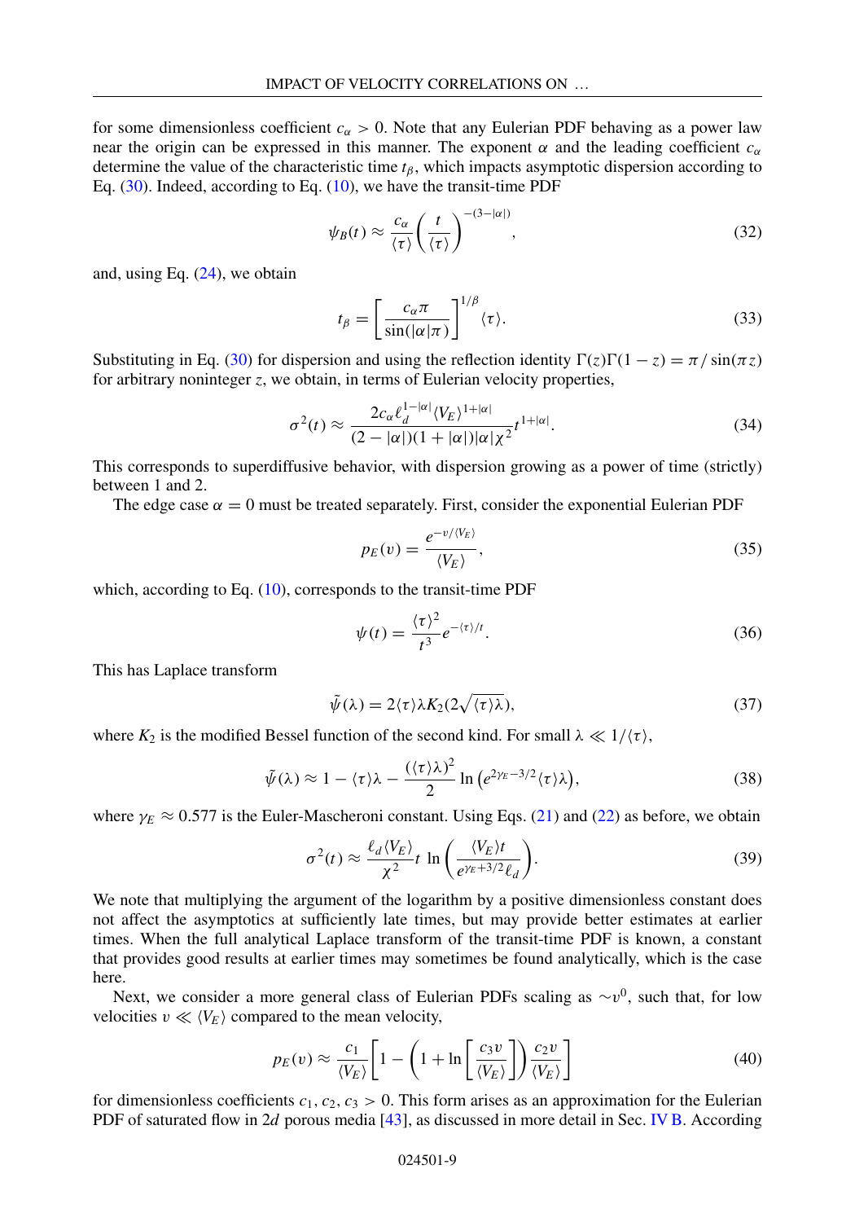for some dimensionless coefficient $c_\alpha > 0$. Note that any Eulerian PDF behaving as a power law near the origin can be expressed in this manner. The exponent $\alpha$ and the leading coefficient $c_\alpha$ determine the value of the characteristic time $t_\beta$, which impacts asymptotic dispersion according to Eq. (30). Indeed, according to Eq. (10), we have the transit-time PDF

$$\psi_B(t) \approx \frac{c_\alpha}{\langle\tau\rangle}\left(\frac{t}{\langle\tau\rangle}\right)^{-(3-|\alpha|)}, \tag{32}$$

and, using Eq. (24), we obtain

$$t_\beta = \left[\frac{c_\alpha \pi}{\sin(|\alpha|\pi)}\right]^{1/\beta}\langle\tau\rangle. \tag{33}$$

Substituting in Eq. (30) for dispersion and using the reflection identity $\Gamma(z)\Gamma(1-z) = \pi/\sin(\pi z)$ for arbitrary noninteger $z$, we obtain, in terms of Eulerian velocity properties,

$$\sigma^2(t) \approx \frac{2c_\alpha \ell_d^{1-|\alpha|}\langle V_E\rangle^{1+|\alpha|}}{(2-|\alpha|)(1+|\alpha|)|\alpha|\chi^2}t^{1+|\alpha|}. \tag{34}$$

This corresponds to superdiffusive behavior, with dispersion growing as a power of time (strictly) between 1 and 2.

The edge case $\alpha = 0$ must be treated separately. First, consider the exponential Eulerian PDF

$$p_E(v) = \frac{e^{-v/\langle V_E\rangle}}{\langle V_E\rangle}, \tag{35}$$

which, according to Eq. (10), corresponds to the transit-time PDF

$$\psi(t) = \frac{\langle\tau\rangle^2}{t^3}e^{-\langle\tau\rangle/t}. \tag{36}$$

This has Laplace transform

$$\tilde{\psi}(\lambda) = 2\langle\tau\rangle\lambda K_2(2\sqrt{\langle\tau\rangle\lambda}), \tag{37}$$

where $K_2$ is the modified Bessel function of the second kind. For small $\lambda \ll 1/\langle\tau\rangle$,

$$\tilde{\psi}(\lambda) \approx 1 - \langle\tau\rangle\lambda - \frac{(\langle\tau\rangle\lambda)^2}{2}\ln\left(e^{2\gamma_E-3/2}\langle\tau\rangle\lambda\right), \tag{38}$$

where $\gamma_E \approx 0.577$ is the Euler-Mascheroni constant. Using Eqs. (21) and (22) as before, we obtain

$$\sigma^2(t) \approx \frac{\ell_d\langle V_E\rangle}{\chi^2}t\,\ln\left(\frac{\langle V_E\rangle t}{e^{\gamma_E+3/2}\ell_d}\right). \tag{39}$$

We note that multiplying the argument of the logarithm by a positive dimensionless constant does not affect the asymptotics at sufficiently late times, but may provide better estimates at earlier times. When the full analytical Laplace transform of the transit-time PDF is known, a constant that provides good results at earlier times may sometimes be found analytically, which is the case here.

Next, we consider a more general class of Eulerian PDFs scaling as $\sim v^0$, such that, for low velocities $v \ll \langle V_E\rangle$ compared to the mean velocity,

$$p_E(v) \approx \frac{c_1}{\langle V_E\rangle}\left[1 - \left(1 + \ln\left[\frac{c_3 v}{\langle V_E\rangle}\right]\right)\frac{c_2 v}{\langle V_E\rangle}\right] \tag{40}$$

for dimensionless coefficients $c_1, c_2, c_3 > 0$. This form arises as an approximation for the Eulerian PDF of saturated flow in $2d$ porous media [43], as discussed in more detail in Sec. IV B. According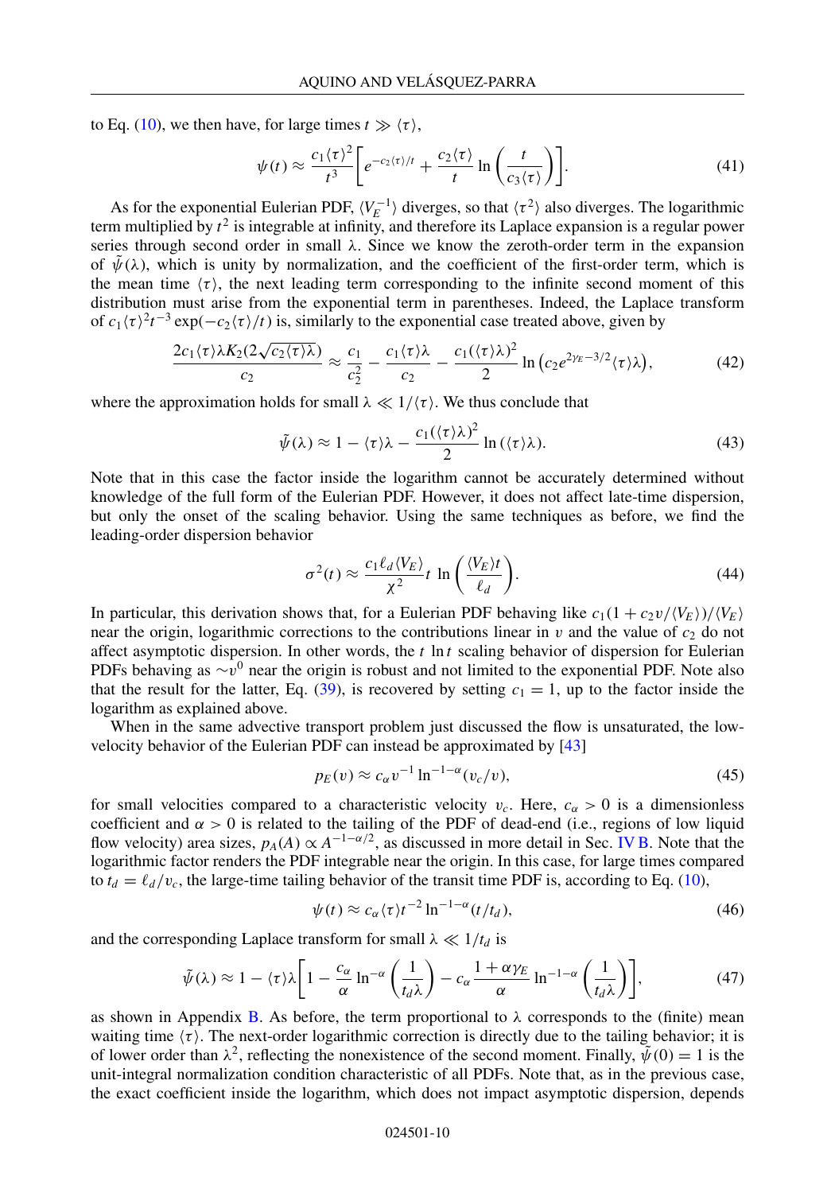to Eq. (10), we then have, for large times $t \gg \langle\tau\rangle$,

$$\psi(t) \approx \frac{c_1\langle\tau\rangle^2}{t^3}\left[e^{-c_2\langle\tau\rangle/t} + \frac{c_2\langle\tau\rangle}{t}\ln\left(\frac{t}{c_3\langle\tau\rangle}\right)\right]. \tag{41}$$

As for the exponential Eulerian PDF, $\langle V_E^{-1}\rangle$ diverges, so that $\langle\tau^2\rangle$ also diverges. The logarithmic term multiplied by $t^2$ is integrable at infinity, and therefore its Laplace expansion is a regular power series through second order in small $\lambda$. Since we know the zeroth-order term in the expansion of $\tilde{\psi}(\lambda)$, which is unity by normalization, and the coefficient of the first-order term, which is the mean time $\langle\tau\rangle$, the next leading term corresponding to the infinite second moment of this distribution must arise from the exponential term in parentheses. Indeed, the Laplace transform of $c_1\langle\tau\rangle^2 t^{-3}\exp(-c_2\langle\tau\rangle/t)$ is, similarly to the exponential case treated above, given by

$$\frac{2c_1\langle\tau\rangle\lambda K_2(2\sqrt{c_2\langle\tau\rangle\lambda})}{c_2} \approx \frac{c_1}{c_2^2} - \frac{c_1\langle\tau\rangle\lambda}{c_2} - \frac{c_1(\langle\tau\rangle\lambda)^2}{2}\ln\left(c_2 e^{2\gamma_E - 3/2}\langle\tau\rangle\lambda\right), \tag{42}$$

where the approximation holds for small $\lambda \ll 1/\langle\tau\rangle$. We thus conclude that

$$\tilde{\psi}(\lambda) \approx 1 - \langle\tau\rangle\lambda - \frac{c_1(\langle\tau\rangle\lambda)^2}{2}\ln(\langle\tau\rangle\lambda). \tag{43}$$

Note that in this case the factor inside the logarithm cannot be accurately determined without knowledge of the full form of the Eulerian PDF. However, it does not affect late-time dispersion, but only the onset of the scaling behavior. Using the same techniques as before, we find the leading-order dispersion behavior

$$\sigma^2(t) \approx \frac{c_1\ell_d\langle V_E\rangle}{\chi^2}t\,\ln\left(\frac{\langle V_E\rangle t}{\ell_d}\right). \tag{44}$$

In particular, this derivation shows that, for a Eulerian PDF behaving like $c_1(1 + c_2 v/\langle V_E\rangle)/\langle V_E\rangle$ near the origin, logarithmic corrections to the contributions linear in $v$ and the value of $c_2$ do not affect asymptotic dispersion. In other words, the $t\,\ln t$ scaling behavior of dispersion for Eulerian PDFs behaving as $\sim v^0$ near the origin is robust and not limited to the exponential PDF. Note also that the result for the latter, Eq. (39), is recovered by setting $c_1 = 1$, up to the factor inside the logarithm as explained above.

When in the same advective transport problem just discussed the flow is unsaturated, the low-velocity behavior of the Eulerian PDF can instead be approximated by [43]

$$p_E(v) \approx c_\alpha v^{-1}\ln^{-1-\alpha}(v_c/v), \tag{45}$$

for small velocities compared to a characteristic velocity $v_c$. Here, $c_\alpha > 0$ is a dimensionless coefficient and $\alpha > 0$ is related to the tailing of the PDF of dead-end (i.e., regions of low liquid flow velocity) area sizes, $p_A(A) \propto A^{-1-\alpha/2}$, as discussed in more detail in Sec. IV B. Note that the logarithmic factor renders the PDF integrable near the origin. In this case, for large times compared to $t_d = \ell_d/v_c$, the large-time tailing behavior of the transit time PDF is, according to Eq. (10),

$$\psi(t) \approx c_\alpha\langle\tau\rangle t^{-2}\ln^{-1-\alpha}(t/t_d), \tag{46}$$

and the corresponding Laplace transform for small $\lambda \ll 1/t_d$ is

$$\tilde{\psi}(\lambda) \approx 1 - \langle\tau\rangle\lambda\left[1 - \frac{c_\alpha}{\alpha}\ln^{-\alpha}\left(\frac{1}{t_d\lambda}\right) - c_\alpha\frac{1+\alpha\gamma_E}{\alpha}\ln^{-1-\alpha}\left(\frac{1}{t_d\lambda}\right)\right], \tag{47}$$

as shown in Appendix B. As before, the term proportional to $\lambda$ corresponds to the (finite) mean waiting time $\langle\tau\rangle$. The next-order logarithmic correction is directly due to the tailing behavior; it is of lower order than $\lambda^2$, reflecting the nonexistence of the second moment. Finally, $\tilde{\psi}(0) = 1$ is the unit-integral normalization condition characteristic of all PDFs. Note that, as in the previous case, the exact coefficient inside the logarithm, which does not impact asymptotic dispersion, depends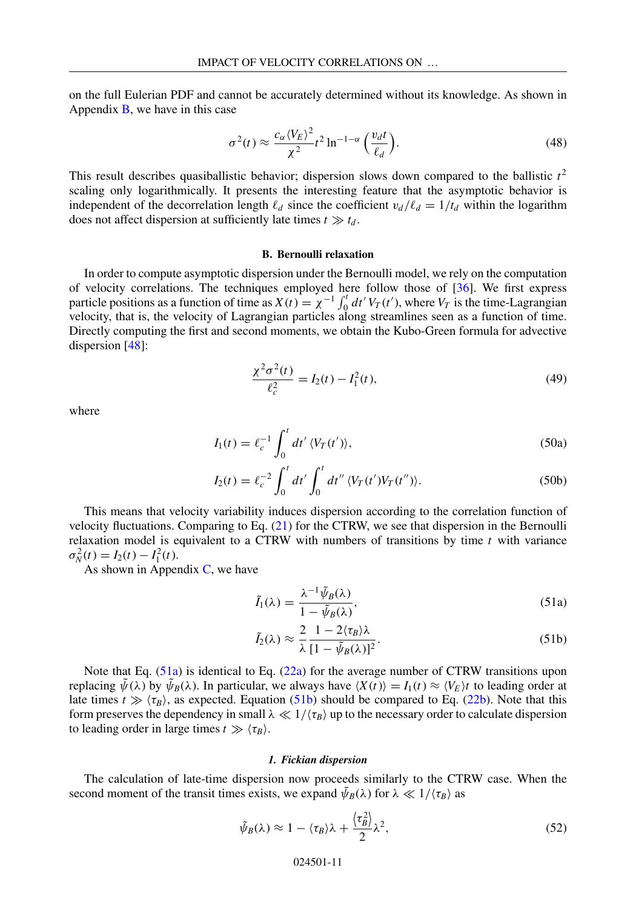on the full Eulerian PDF and cannot be accurately determined without its knowledge. As shown in Appendix B, we have in this case

$$\sigma^2(t) \approx \frac{c_\alpha \langle V_E \rangle^2}{\chi^2} t^2 \ln^{-1-\alpha}\left(\frac{v_d t}{\ell_d}\right). \tag{48}$$

This result describes quasiballistic behavior; dispersion slows down compared to the ballistic $t^2$ scaling only logarithmically. It presents the interesting feature that the asymptotic behavior is independent of the decorrelation length $\ell_d$ since the coefficient $v_d/\ell_d = 1/t_d$ within the logarithm does not affect dispersion at sufficiently late times $t \gg t_d$.

### B. Bernoulli relaxation

In order to compute asymptotic dispersion under the Bernoulli model, we rely on the computation of velocity correlations. The techniques employed here follow those of [36]. We first express particle positions as a function of time as $X(t) = \chi^{-1} \int_0^t dt' \, V_T(t')$, where $V_T$ is the time-Lagrangian velocity, that is, the velocity of Lagrangian particles along streamlines seen as a function of time. Directly computing the first and second moments, we obtain the Kubo-Green formula for advective dispersion [48]:

$$\frac{\chi^2 \sigma^2(t)}{\ell_c^2} = I_2(t) - I_1^2(t), \tag{49}$$

where

$$I_1(t) = \ell_c^{-1} \int_0^t dt' \, \langle V_T(t') \rangle, \tag{50a}$$

$$I_2(t) = \ell_c^{-2} \int_0^t dt' \int_0^t dt'' \, \langle V_T(t') V_T(t'') \rangle. \tag{50b}$$

This means that velocity variability induces dispersion according to the correlation function of velocity fluctuations. Comparing to Eq. (21) for the CTRW, we see that dispersion in the Bernoulli relaxation model is equivalent to a CTRW with numbers of transitions by time $t$ with variance $\sigma_N^2(t) = I_2(t) - I_1^2(t)$.

As shown in Appendix C, we have

$$\tilde{I}_1(\lambda) = \frac{\lambda^{-1} \tilde{\psi}_B(\lambda)}{1 - \tilde{\psi}_B(\lambda)}, \tag{51a}$$

$$\tilde{I}_2(\lambda) \approx \frac{2}{\lambda} \frac{1 - 2\langle \tau_B \rangle \lambda}{[1 - \tilde{\psi}_B(\lambda)]^2}. \tag{51b}$$

Note that Eq. (51a) is identical to Eq. (22a) for the average number of CTRW transitions upon replacing $\tilde{\psi}(\lambda)$ by $\tilde{\psi}_B(\lambda)$. In particular, we always have $\langle X(t) \rangle = I_1(t) \approx \langle V_E \rangle t$ to leading order at late times $t \gg \langle \tau_B \rangle$, as expected. Equation (51b) should be compared to Eq. (22b). Note that this form preserves the dependency in small $\lambda \ll 1/\langle \tau_B \rangle$ up to the necessary order to calculate dispersion to leading order in large times $t \gg \langle \tau_B \rangle$.

#### *1. Fickian dispersion*

The calculation of late-time dispersion now proceeds similarly to the CTRW case. When the second moment of the transit times exists, we expand $\tilde{\psi}_B(\lambda)$ for $\lambda \ll 1/\langle \tau_B \rangle$ as

$$\tilde{\psi}_B(\lambda) \approx 1 - \langle \tau_B \rangle \lambda + \frac{\langle \tau_B^2 \rangle}{2} \lambda^2, \tag{52}$$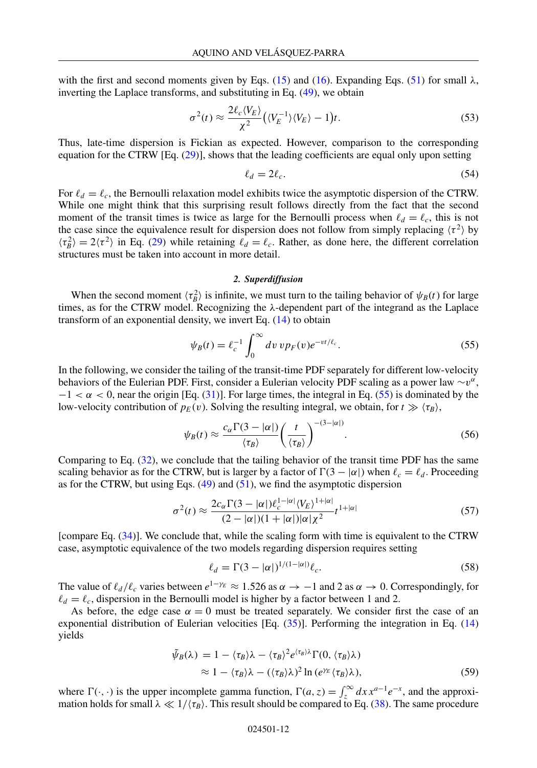with the first and second moments given by Eqs. (15) and (16). Expanding Eqs. (51) for small $\lambda$, inverting the Laplace transforms, and substituting in Eq. (49), we obtain

$$\sigma^2(t) \approx \frac{2\ell_c \langle V_E \rangle}{\chi^2} \big( \langle V_E^{-1} \rangle \langle V_E \rangle - 1 \big) t. \tag{53}$$

Thus, late-time dispersion is Fickian as expected. However, comparison to the corresponding equation for the CTRW [Eq. (29)], shows that the leading coefficients are equal only upon setting

$$\ell_d = 2\ell_c. \tag{54}$$

For $\ell_d = \ell_c$, the Bernoulli relaxation model exhibits twice the asymptotic dispersion of the CTRW. While one might think that this surprising result follows directly from the fact that the second moment of the transit times is twice as large for the Bernoulli process when $\ell_d = \ell_c$, this is not the case since the equivalence result for dispersion does not follow from simply replacing $\langle \tau^2 \rangle$ by $\langle \tau_B^2 \rangle = 2\langle \tau^2 \rangle$ in Eq. (29) while retaining $\ell_d = \ell_c$. Rather, as done here, the different correlation structures must be taken into account in more detail.

### *2. Superdiffusion*

When the second moment $\langle \tau_B^2 \rangle$ is infinite, we must turn to the tailing behavior of $\psi_B(t)$ for large times, as for the CTRW model. Recognizing the $\lambda$-dependent part of the integrand as the Laplace transform of an exponential density, we invert Eq. (14) to obtain

$$\psi_B(t) = \ell_c^{-1} \int_0^\infty dv\, v p_F(v) e^{-vt/\ell_c}. \tag{55}$$

In the following, we consider the tailing of the transit-time PDF separately for different low-velocity behaviors of the Eulerian PDF. First, consider a Eulerian velocity PDF scaling as a power law $\sim v^\alpha$, $-1 < \alpha < 0$, near the origin [Eq. (31)]. For large times, the integral in Eq. (55) is dominated by the low-velocity contribution of $p_E(v)$. Solving the resulting integral, we obtain, for $t \gg \langle \tau_B \rangle$,

$$\psi_B(t) \approx \frac{c_\alpha \Gamma(3 - |\alpha|)}{\langle \tau_B \rangle} \left( \frac{t}{\langle \tau_B \rangle} \right)^{-(3-|\alpha|)}. \tag{56}$$

Comparing to Eq. (32), we conclude that the tailing behavior of the transit time PDF has the same scaling behavior as for the CTRW, but is larger by a factor of $\Gamma(3 - |\alpha|)$ when $\ell_c = \ell_d$. Proceeding as for the CTRW, but using Eqs. (49) and (51), we find the asymptotic dispersion

$$\sigma^2(t) \approx \frac{2c_\alpha \Gamma(3 - |\alpha|) \ell_c^{1-|\alpha|} \langle V_E \rangle^{1+|\alpha|}}{(2 - |\alpha|)(1 + |\alpha|)|\alpha| \chi^2} t^{1+|\alpha|} \tag{57}$$

[compare Eq. (34)]. We conclude that, while the scaling form with time is equivalent to the CTRW case, asymptotic equivalence of the two models regarding dispersion requires setting

$$\ell_d = \Gamma(3 - |\alpha|)^{1/(1-|\alpha|)} \ell_c. \tag{58}$$

The value of $\ell_d/\ell_c$ varies between $e^{1-\gamma_E} \approx 1.526$ as $\alpha \to -1$ and 2 as $\alpha \to 0$. Correspondingly, for $\ell_d = \ell_c$, dispersion in the Bernoulli model is higher by a factor between 1 and 2.

As before, the edge case $\alpha = 0$ must be treated separately. We consider first the case of an exponential distribution of Eulerian velocities [Eq. (35)]. Performing the integration in Eq. (14) yields

$$\begin{aligned}
\tilde{\psi}_B(\lambda) &= 1 - \langle \tau_B \rangle \lambda - \langle \tau_B \rangle^2 e^{\langle \tau_B \rangle \lambda} \Gamma(0, \langle \tau_B \rangle \lambda) \\
&\approx 1 - \langle \tau_B \rangle \lambda - (\langle \tau_B \rangle \lambda)^2 \ln (e^{\gamma_E} \langle \tau_B \rangle \lambda),
\end{aligned} \tag{59}$$

where $\Gamma(\cdot, \cdot)$ is the upper incomplete gamma function, $\Gamma(a, z) = \int_z^\infty dx\, x^{a-1} e^{-x}$, and the approximation holds for small $\lambda \ll 1/\langle \tau_B \rangle$. This result should be compared to Eq. (38). The same procedure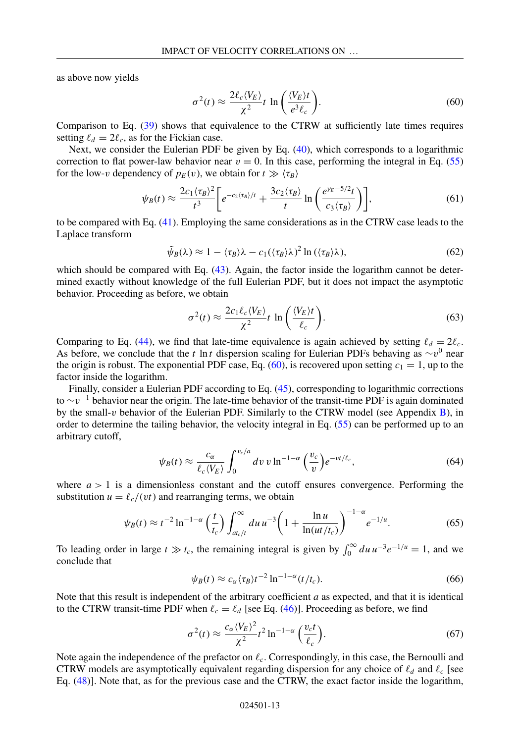as above now yields

$$\sigma^2(t) \approx \frac{2\ell_c\langle V_E\rangle}{\chi^2} t \, \ln\left(\frac{\langle V_E\rangle t}{e^3 \ell_c}\right). \tag{60}$$

Comparison to Eq. (39) shows that equivalence to the CTRW at sufficiently late times requires setting $\ell_d = 2\ell_c$, as for the Fickian case.

Next, we consider the Eulerian PDF be given by Eq. (40), which corresponds to a logarithmic correction to flat power-law behavior near $v = 0$. In this case, performing the integral in Eq. (55) for the low-$v$ dependency of $p_E(v)$, we obtain for $t \gg \langle \tau_B \rangle$

$$\psi_B(t) \approx \frac{2c_1\langle\tau_B\rangle^2}{t^3}\left[e^{-c_2\langle\tau_B\rangle/t} + \frac{3c_2\langle\tau_B\rangle}{t}\ln\left(\frac{e^{\gamma_E - 5/2}t}{c_3\langle\tau_B\rangle}\right)\right], \tag{61}$$

to be compared with Eq. (41). Employing the same considerations as in the CTRW case leads to the Laplace transform

$$\tilde{\psi}_B(\lambda) \approx 1 - \langle\tau_B\rangle\lambda - c_1(\langle\tau_B\rangle\lambda)^2 \ln(\langle\tau_B\rangle\lambda), \tag{62}$$

which should be compared with Eq. (43). Again, the factor inside the logarithm cannot be determined exactly without knowledge of the full Eulerian PDF, but it does not impact the asymptotic behavior. Proceeding as before, we obtain

$$\sigma^2(t) \approx \frac{2c_1\ell_c\langle V_E\rangle}{\chi^2} t \, \ln\left(\frac{\langle V_E\rangle t}{\ell_c}\right). \tag{63}$$

Comparing to Eq. (44), we find that late-time equivalence is again achieved by setting $\ell_d = 2\ell_c$. As before, we conclude that the $t \ln t$ dispersion scaling for Eulerian PDFs behaving as $\sim v^0$ near the origin is robust. The exponential PDF case, Eq. (60), is recovered upon setting $c_1 = 1$, up to the factor inside the logarithm.

Finally, consider a Eulerian PDF according to Eq. (45), corresponding to logarithmic corrections to $\sim v^{-1}$ behavior near the origin. The late-time behavior of the transit-time PDF is again dominated by the small-$v$ behavior of the Eulerian PDF. Similarly to the CTRW model (see Appendix B), in order to determine the tailing behavior, the velocity integral in Eq. (55) can be performed up to an arbitrary cutoff,

$$\psi_B(t) \approx \frac{c_\alpha}{\ell_c\langle V_E\rangle}\int_0^{v_c/a} dv\, v \ln^{-1-\alpha}\left(\frac{v_c}{v}\right) e^{-vt/\ell_c}, \tag{64}$$

where $a > 1$ is a dimensionless constant and the cutoff ensures convergence. Performing the substitution $u = \ell_c/(vt)$ and rearranging terms, we obtain

$$\psi_B(t) \approx t^{-2}\ln^{-1-\alpha}\left(\frac{t}{t_c}\right)\int_{at_c/t}^{\infty} du\, u^{-3}\left(1 + \frac{\ln u}{\ln(ut/t_c)}\right)^{-1-\alpha} e^{-1/u}. \tag{65}$$

To leading order in large $t \gg t_c$, the remaining integral is given by $\int_0^\infty du\, u^{-3}e^{-1/u} = 1$, and we conclude that

$$\psi_B(t) \approx c_\alpha\langle\tau_B\rangle t^{-2}\ln^{-1-\alpha}(t/t_c). \tag{66}$$

Note that this result is independent of the arbitrary coefficient $a$ as expected, and that it is identical to the CTRW transit-time PDF when $\ell_c = \ell_d$ [see Eq. (46)]. Proceeding as before, we find

$$\sigma^2(t) \approx \frac{c_\alpha\langle V_E\rangle^2}{\chi^2} t^2 \ln^{-1-\alpha}\left(\frac{v_c t}{\ell_c}\right). \tag{67}$$

Note again the independence of the prefactor on $\ell_c$. Correspondingly, in this case, the Bernoulli and CTRW models are asymptotically equivalent regarding dispersion for any choice of $\ell_d$ and $\ell_c$ [see Eq. (48)]. Note that, as for the previous case and the CTRW, the exact factor inside the logarithm,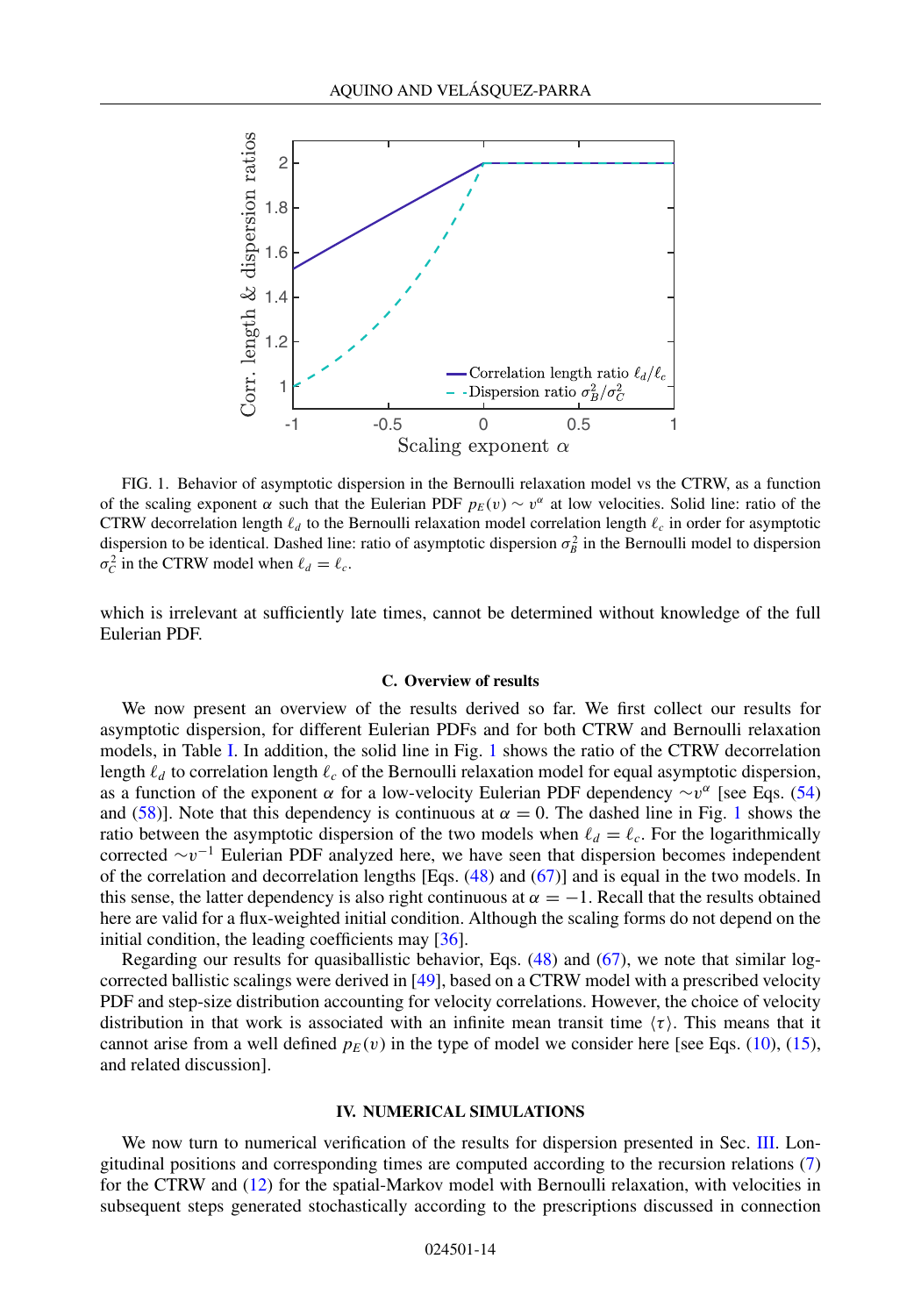FIG. 1. Behavior of asymptotic dispersion in the Bernoulli relaxation model vs the CTRW, as a function of the scaling exponent $\alpha$ such that the Eulerian PDF $p_E(v) \sim v^\alpha$ at low velocities. Solid line: ratio of the CTRW decorrelation length $\ell_d$ to the Bernoulli relaxation model correlation length $\ell_c$ in order for asymptotic dispersion to be identical. Dashed line: ratio of asymptotic dispersion $\sigma_B^2$ in the Bernoulli model to dispersion $\sigma_C^2$ in the CTRW model when $\ell_d = \ell_c$.

which is irrelevant at sufficiently late times, cannot be determined without knowledge of the full Eulerian PDF.

### C. Overview of results

We now present an overview of the results derived so far. We first collect our results for asymptotic dispersion, for different Eulerian PDFs and for both CTRW and Bernoulli relaxation models, in Table I. In addition, the solid line in Fig. 1 shows the ratio of the CTRW decorrelation length $\ell_d$ to correlation length $\ell_c$ of the Bernoulli relaxation model for equal asymptotic dispersion, as a function of the exponent $\alpha$ for a low-velocity Eulerian PDF dependency $\sim v^\alpha$ [see Eqs. (54) and (58)]. Note that this dependency is continuous at $\alpha = 0$. The dashed line in Fig. 1 shows the ratio between the asymptotic dispersion of the two models when $\ell_d = \ell_c$. For the logarithmically corrected $\sim v^{-1}$ Eulerian PDF analyzed here, we have seen that dispersion becomes independent of the correlation and decorrelation lengths [Eqs. (48) and (67)] and is equal in the two models. In this sense, the latter dependency is also right continuous at $\alpha = -1$. Recall that the results obtained here are valid for a flux-weighted initial condition. Although the scaling forms do not depend on the initial condition, the leading coefficients may [36].

Regarding our results for quasiballistic behavior, Eqs. (48) and (67), we note that similar log-corrected ballistic scalings were derived in [49], based on a CTRW model with a prescribed velocity PDF and step-size distribution accounting for velocity correlations. However, the choice of velocity distribution in that work is associated with an infinite mean transit time $\langle \tau \rangle$. This means that it cannot arise from a well defined $p_E(v)$ in the type of model we consider here [see Eqs. (10), (15), and related discussion].

## IV. NUMERICAL SIMULATIONS

We now turn to numerical verification of the results for dispersion presented in Sec. III. Longitudinal positions and corresponding times are computed according to the recursion relations (7) for the CTRW and (12) for the spatial-Markov model with Bernoulli relaxation, with velocities in subsequent steps generated stochastically according to the prescriptions discussed in connection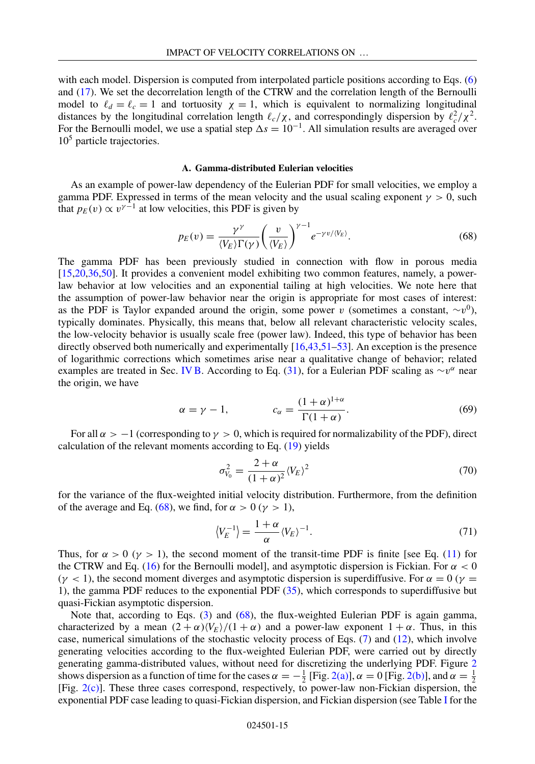with each model. Dispersion is computed from interpolated particle positions according to Eqs. (6) and (17). We set the decorrelation length of the CTRW and the correlation length of the Bernoulli model to $\ell_d = \ell_c = 1$ and tortuosity $\chi = 1$, which is equivalent to normalizing longitudinal distances by the longitudinal correlation length $\ell_c/\chi$, and correspondingly dispersion by $\ell_c^2/\chi^2$. For the Bernoulli model, we use a spatial step $\Delta s = 10^{-1}$. All simulation results are averaged over $10^5$ particle trajectories.

### A. Gamma-distributed Eulerian velocities

As an example of power-law dependency of the Eulerian PDF for small velocities, we employ a gamma PDF. Expressed in terms of the mean velocity and the usual scaling exponent $\gamma > 0$, such that $p_E(v) \propto v^{\gamma-1}$ at low velocities, this PDF is given by

$$p_E(v) = \frac{\gamma^\gamma}{\langle V_E \rangle \Gamma(\gamma)} \left( \frac{v}{\langle V_E \rangle} \right)^{\gamma - 1} e^{-\gamma v / \langle V_E \rangle}. \tag{68}$$

The gamma PDF has been previously studied in connection with flow in porous media [15,20,36,50]. It provides a convenient model exhibiting two common features, namely, a power-law behavior at low velocities and an exponential tailing at high velocities. We note here that the assumption of power-law behavior near the origin is appropriate for most cases of interest: as the PDF is Taylor expanded around the origin, some power $v$ (sometimes a constant, $\sim v^0$), typically dominates. Physically, this means that, below all relevant characteristic velocity scales, the low-velocity behavior is usually scale free (power law). Indeed, this type of behavior has been directly observed both numerically and experimentally [16,43,51–53]. An exception is the presence of logarithmic corrections which sometimes arise near a qualitative change of behavior; related examples are treated in Sec. IV B. According to Eq. (31), for a Eulerian PDF scaling as $\sim v^\alpha$ near the origin, we have

$$\alpha = \gamma - 1, \qquad c_\alpha = \frac{(1+\alpha)^{1+\alpha}}{\Gamma(1+\alpha)}. \tag{69}$$

For all $\alpha > -1$ (corresponding to $\gamma > 0$, which is required for normalizability of the PDF), direct calculation of the relevant moments according to Eq. (19) yields

$$\sigma_{V_0}^2 = \frac{2+\alpha}{(1+\alpha)^2} \langle V_E \rangle^2 \tag{70}$$

for the variance of the flux-weighted initial velocity distribution. Furthermore, from the definition of the average and Eq. (68), we find, for $\alpha > 0$ ($\gamma > 1$),

$$\langle V_E^{-1} \rangle = \frac{1+\alpha}{\alpha} \langle V_E \rangle^{-1}. \tag{71}$$

Thus, for $\alpha > 0$ ($\gamma > 1$), the second moment of the transit-time PDF is finite [see Eq. (11) for the CTRW and Eq. (16) for the Bernoulli model], and asymptotic dispersion is Fickian. For $\alpha < 0$ ($\gamma < 1$), the second moment diverges and asymptotic dispersion is superdiffusive. For $\alpha = 0$ ($\gamma = 1$), the gamma PDF reduces to the exponential PDF (35), which corresponds to superdiffusive but quasi-Fickian asymptotic dispersion.

Note that, according to Eqs. (3) and (68), the flux-weighted Eulerian PDF is again gamma, characterized by a mean $(2+\alpha)\langle V_E \rangle/(1+\alpha)$ and a power-law exponent $1+\alpha$. Thus, in this case, numerical simulations of the stochastic velocity process of Eqs. (7) and (12), which involve generating velocities according to the flux-weighted Eulerian PDF, were carried out by directly generating gamma-distributed values, without need for discretizing the underlying PDF. Figure 2 shows dispersion as a function of time for the cases $\alpha = -\frac{1}{2}$ [Fig. 2(a)], $\alpha = 0$ [Fig. 2(b)], and $\alpha = \frac{1}{2}$ [Fig. 2(c)]. These three cases correspond, respectively, to power-law non-Fickian dispersion, the exponential PDF case leading to quasi-Fickian dispersion, and Fickian dispersion (see Table I for the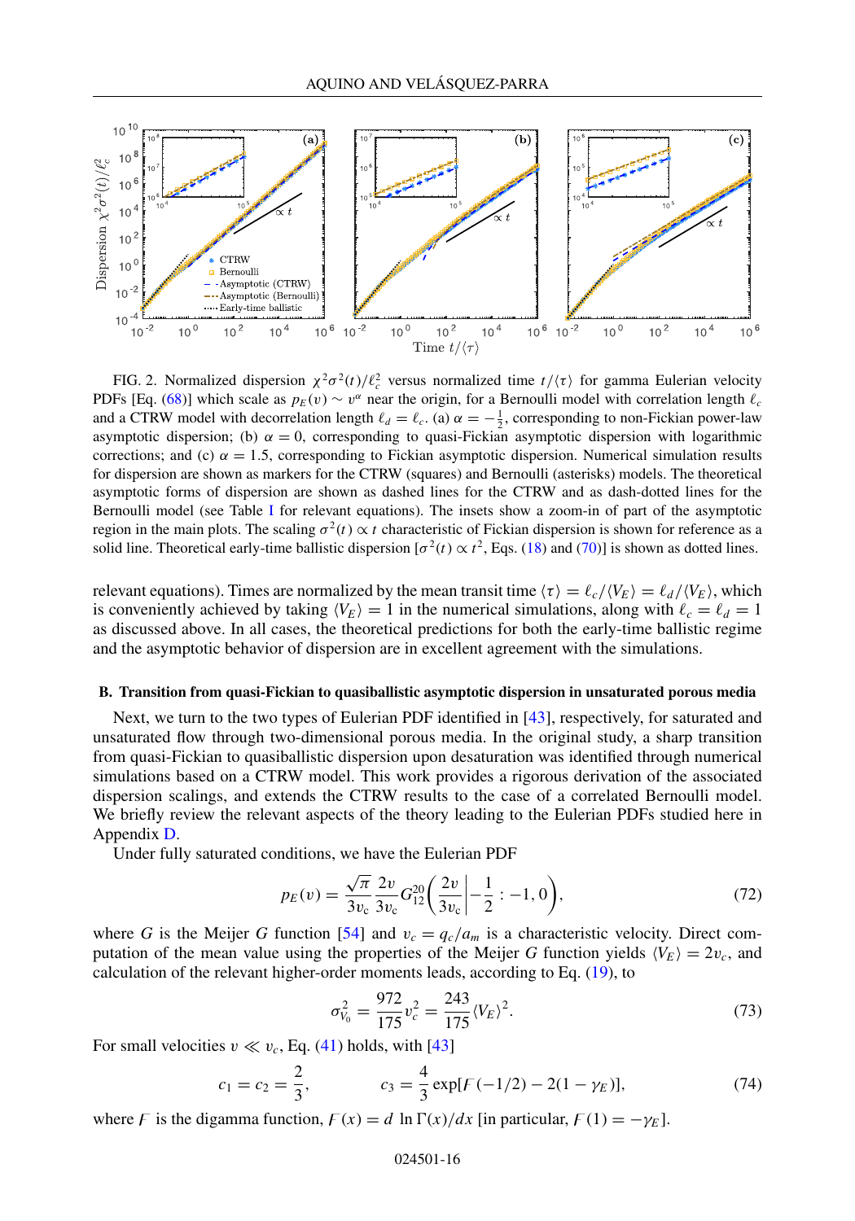FIG. 2. Normalized dispersion $\chi^2\sigma^2(t)/\ell_c^2$ versus normalized time $t/\langle\tau\rangle$ for gamma Eulerian velocity PDFs [Eq. (68)] which scale as $p_E(v) \sim v^\alpha$ near the origin, for a Bernoulli model with correlation length $\ell_c$ and a CTRW model with decorrelation length $\ell_d = \ell_c$. (a) $\alpha = -\frac{1}{2}$, corresponding to non-Fickian power-law asymptotic dispersion; (b) $\alpha = 0$, corresponding to quasi-Fickian asymptotic dispersion with logarithmic corrections; and (c) $\alpha = 1.5$, corresponding to Fickian asymptotic dispersion. Numerical simulation results for dispersion are shown as markers for the CTRW (squares) and Bernoulli (asterisks) models. The theoretical asymptotic forms of dispersion are shown as dashed lines for the CTRW and as dash-dotted lines for the Bernoulli model (see Table I for relevant equations). The insets show a zoom-in of part of the asymptotic region in the main plots. The scaling $\sigma^2(t) \propto t$ characteristic of Fickian dispersion is shown for reference as a solid line. Theoretical early-time ballistic dispersion [$\sigma^2(t) \propto t^2$, Eqs. (18) and (70)] is shown as dotted lines.

relevant equations). Times are normalized by the mean transit time $\langle\tau\rangle = \ell_c/\langle V_E\rangle = \ell_d/\langle V_E\rangle$, which is conveniently achieved by taking $\langle V_E\rangle = 1$ in the numerical simulations, along with $\ell_c = \ell_d = 1$ as discussed above. In all cases, the theoretical predictions for both the early-time ballistic regime and the asymptotic behavior of dispersion are in excellent agreement with the simulations.

### B. Transition from quasi-Fickian to quasiballistic asymptotic dispersion in unsaturated porous media

Next, we turn to the two types of Eulerian PDF identified in [43], respectively, for saturated and unsaturated flow through two-dimensional porous media. In the original study, a sharp transition from quasi-Fickian to quasiballistic dispersion upon desaturation was identified through numerical simulations based on a CTRW model. This work provides a rigorous derivation of the associated dispersion scalings, and extends the CTRW results to the case of a correlated Bernoulli model. We briefly review the relevant aspects of the theory leading to the Eulerian PDFs studied here in Appendix D.

Under fully saturated conditions, we have the Eulerian PDF

$$p_E(v) = \frac{\sqrt{\pi}}{3v_c}\frac{2v}{3v_c}G_{12}^{20}\left(\frac{2v}{3v_c}\middle| -\frac{1}{2} : -1, 0\right), \tag{72}$$

where $G$ is the Meijer $G$ function [54] and $v_c = q_c/a_m$ is a characteristic velocity. Direct computation of the mean value using the properties of the Meijer $G$ function yields $\langle V_E\rangle = 2v_c$, and calculation of the relevant higher-order moments leads, according to Eq. (19), to

$$\sigma_{V_0}^2 = \frac{972}{175}v_c^2 = \frac{243}{175}\langle V_E\rangle^2. \tag{73}$$

For small velocities $v \ll v_c$, Eq. (41) holds, with [43]

$$c_1 = c_2 = \frac{2}{3}, \qquad c_3 = \frac{4}{3}\exp[F(-1/2) - 2(1-\gamma_E)], \tag{74}$$

where $F$ is the digamma function, $F(x) = d\,\ln\Gamma(x)/dx$ [in particular, $F(1) = -\gamma_E$].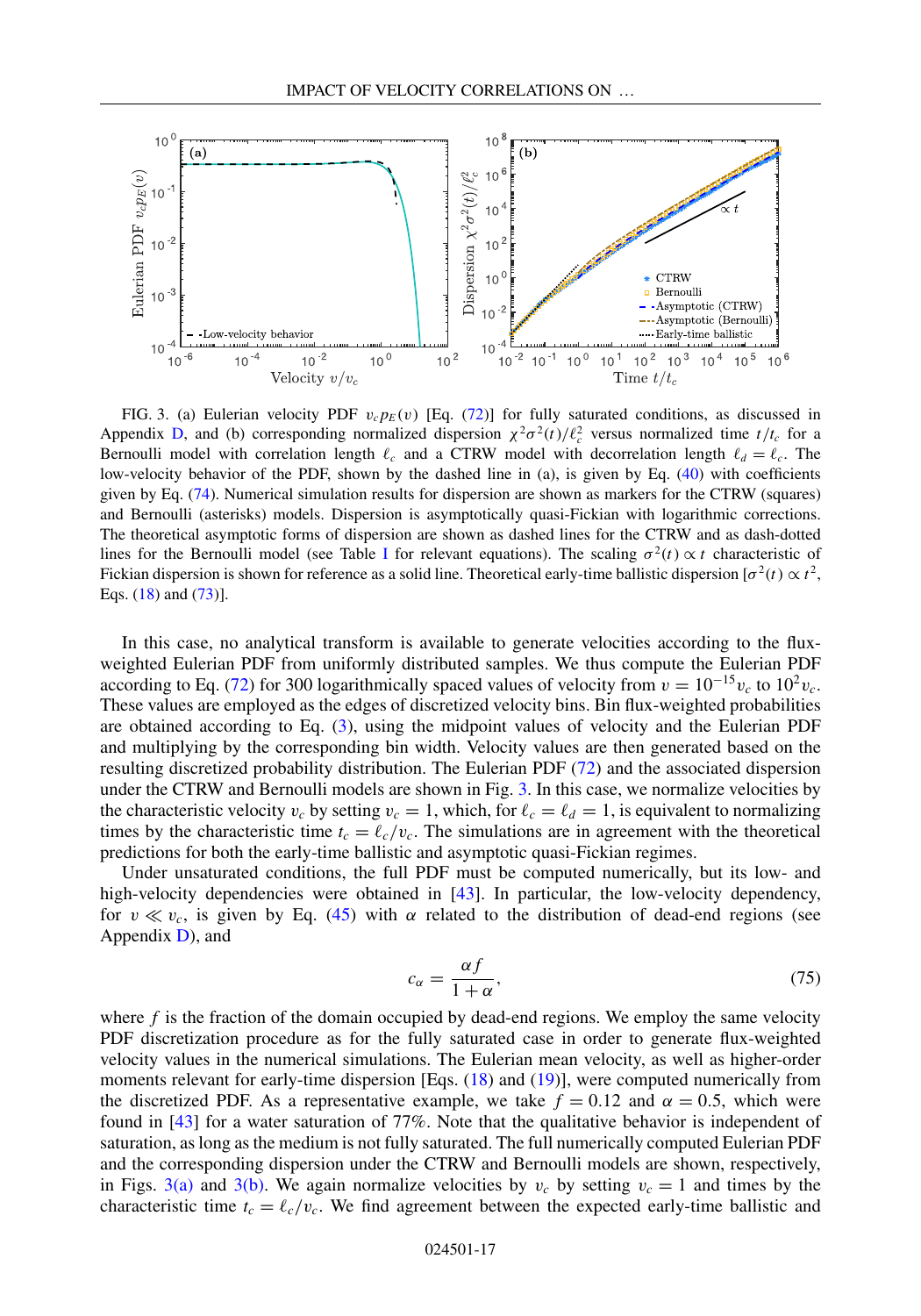FIG. 3. (a) Eulerian velocity PDF $v_c p_E(v)$ [Eq. (72)] for fully saturated conditions, as discussed in Appendix D, and (b) corresponding normalized dispersion $\chi^2\sigma^2(t)/\ell_c^2$ versus normalized time $t/t_c$ for a Bernoulli model with correlation length $\ell_c$ and a CTRW model with decorrelation length $\ell_d = \ell_c$. The low-velocity behavior of the PDF, shown by the dashed line in (a), is given by Eq. (40) with coefficients given by Eq. (74). Numerical simulation results for dispersion are shown as markers for the CTRW (squares) and Bernoulli (asterisks) models. Dispersion is asymptotically quasi-Fickian with logarithmic corrections. The theoretical asymptotic forms of dispersion are shown as dashed lines for the CTRW and as dash-dotted lines for the Bernoulli model (see Table I for relevant equations). The scaling $\sigma^2(t) \propto t$ characteristic of Fickian dispersion is shown for reference as a solid line. Theoretical early-time ballistic dispersion [$\sigma^2(t) \propto t^2$, Eqs. (18) and (73)].

In this case, no analytical transform is available to generate velocities according to the flux-weighted Eulerian PDF from uniformly distributed samples. We thus compute the Eulerian PDF according to Eq. (72) for 300 logarithmically spaced values of velocity from $v = 10^{-15}v_c$ to $10^2 v_c$. These values are employed as the edges of discretized velocity bins. Bin flux-weighted probabilities are obtained according to Eq. (3), using the midpoint values of velocity and the Eulerian PDF and multiplying by the corresponding bin width. Velocity values are then generated based on the resulting discretized probability distribution. The Eulerian PDF (72) and the associated dispersion under the CTRW and Bernoulli models are shown in Fig. 3. In this case, we normalize velocities by the characteristic velocity $v_c$ by setting $v_c = 1$, which, for $\ell_c = \ell_d = 1$, is equivalent to normalizing times by the characteristic time $t_c = \ell_c/v_c$. The simulations are in agreement with the theoretical predictions for both the early-time ballistic and asymptotic quasi-Fickian regimes.

Under unsaturated conditions, the full PDF must be computed numerically, but its low- and high-velocity dependencies were obtained in [43]. In particular, the low-velocity dependency, for $v \ll v_c$, is given by Eq. (45) with $\alpha$ related to the distribution of dead-end regions (see Appendix D), and

$$c_\alpha = \frac{\alpha f}{1+\alpha}, \tag{75}$$

where $f$ is the fraction of the domain occupied by dead-end regions. We employ the same velocity PDF discretization procedure as for the fully saturated case in order to generate flux-weighted velocity values in the numerical simulations. The Eulerian mean velocity, as well as higher-order moments relevant for early-time dispersion [Eqs. (18) and (19)], were computed numerically from the discretized PDF. As a representative example, we take $f = 0.12$ and $\alpha = 0.5$, which were found in [43] for a water saturation of 77%. Note that the qualitative behavior is independent of saturation, as long as the medium is not fully saturated. The full numerically computed Eulerian PDF and the corresponding dispersion under the CTRW and Bernoulli models are shown, respectively, in Figs. 3(a) and 3(b). We again normalize velocities by $v_c$ by setting $v_c = 1$ and times by the characteristic time $t_c = \ell_c/v_c$. We find agreement between the expected early-time ballistic and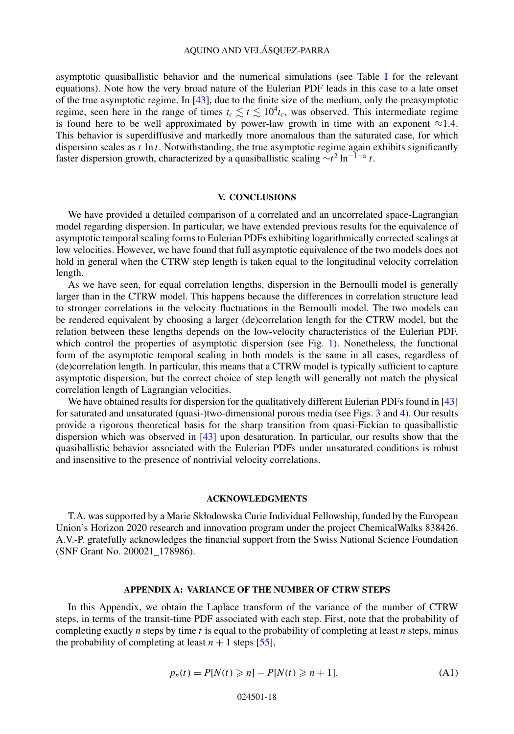asymptotic quasiballistic behavior and the numerical simulations (see Table I for the relevant equations). Note how the very broad nature of the Eulerian PDF leads in this case to a late onset of the true asymptotic regime. In [43], due to the finite size of the medium, only the preasymptotic regime, seen here in the range of times $t_c \lesssim t \lesssim 10^4 t_c$, was observed. This intermediate regime is found here to be well approximated by power-law growth in time with an exponent $\approx$1.4. This behavior is superdiffusive and markedly more anomalous than the saturated case, for which dispersion scales as $t \ln t$. Notwithstanding, the true asymptotic regime again exhibits significantly faster dispersion growth, characterized by a quasiballistic scaling $\sim t^2 \ln^{-1-\alpha} t$.

## V. CONCLUSIONS

We have provided a detailed comparison of a correlated and an uncorrelated space-Lagrangian model regarding dispersion. In particular, we have extended previous results for the equivalence of asymptotic temporal scaling forms to Eulerian PDFs exhibiting logarithmically corrected scalings at low velocities. However, we have found that full asymptotic equivalence of the two models does not hold in general when the CTRW step length is taken equal to the longitudinal velocity correlation length.

As we have seen, for equal correlation lengths, dispersion in the Bernoulli model is generally larger than in the CTRW model. This happens because the differences in correlation structure lead to stronger correlations in the velocity fluctuations in the Bernoulli model. The two models can be rendered equivalent by choosing a larger (de)correlation length for the CTRW model, but the relation between these lengths depends on the low-velocity characteristics of the Eulerian PDF, which control the properties of asymptotic dispersion (see Fig. 1). Nonetheless, the functional form of the asymptotic temporal scaling in both models is the same in all cases, regardless of (de)correlation length. In particular, this means that a CTRW model is typically sufficient to capture asymptotic dispersion, but the correct choice of step length will generally not match the physical correlation length of Lagrangian velocities.

We have obtained results for dispersion for the qualitatively different Eulerian PDFs found in [43] for saturated and unsaturated (quasi-)two-dimensional porous media (see Figs. 3 and 4). Our results provide a rigorous theoretical basis for the sharp transition from quasi-Fickian to quasiballistic dispersion which was observed in [43] upon desaturation. In particular, our results show that the quasiballistic behavior associated with the Eulerian PDFs under unsaturated conditions is robust and insensitive to the presence of nontrivial velocity correlations.

## ACKNOWLEDGMENTS

T.A. was supported by a Marie Skłodowska Curie Individual Fellowship, funded by the European Union's Horizon 2020 research and innovation program under the project ChemicalWalks 838426. A.V.-P. gratefully acknowledges the financial support from the Swiss National Science Foundation (SNF Grant No. 200021_178986).

## APPENDIX A: VARIANCE OF THE NUMBER OF CTRW STEPS

In this Appendix, we obtain the Laplace transform of the variance of the number of CTRW steps, in terms of the transit-time PDF associated with each step. First, note that the probability of completing exactly $n$ steps by time $t$ is equal to the probability of completing at least $n$ steps, minus the probability of completing at least $n+1$ steps [55],

$$p_n(t) = P[N(t) \geqslant n] - P[N(t) \geqslant n+1]. \tag{A1}$$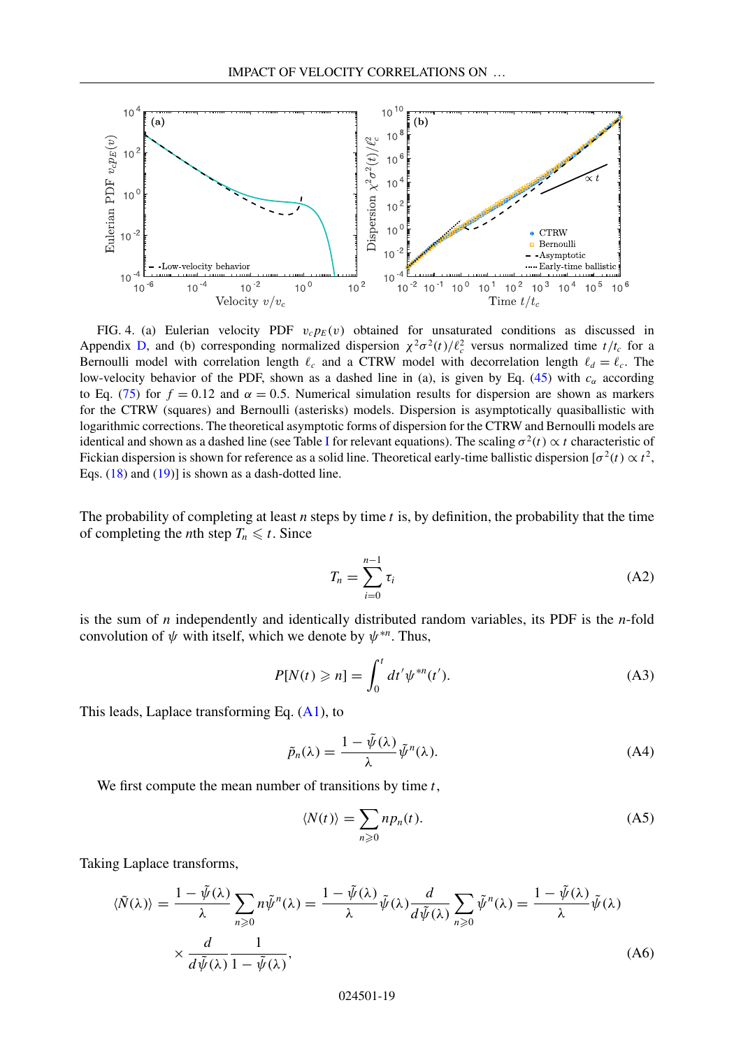FIG. 4. (a) Eulerian velocity PDF $v_c p_E(v)$ obtained for unsaturated conditions as discussed in Appendix D, and (b) corresponding normalized dispersion $\chi^2\sigma^2(t)/\ell_c^2$ versus normalized time $t/t_c$ for a Bernoulli model with correlation length $\ell_c$ and a CTRW model with decorrelation length $\ell_d = \ell_c$. The low-velocity behavior of the PDF, shown as a dashed line in (a), is given by Eq. (45) with $c_\alpha$ according to Eq. (75) for $f = 0.12$ and $\alpha = 0.5$. Numerical simulation results for dispersion are shown as markers for the CTRW (squares) and Bernoulli (asterisks) models. Dispersion is asymptotically quasiballistic with logarithmic corrections. The theoretical asymptotic forms of dispersion for the CTRW and Bernoulli models are identical and shown as a dashed line (see Table I for relevant equations). The scaling $\sigma^2(t) \propto t$ characteristic of Fickian dispersion is shown for reference as a solid line. Theoretical early-time ballistic dispersion [$\sigma^2(t) \propto t^2$, Eqs. (18) and (19)] is shown as a dash-dotted line.

The probability of completing at least $n$ steps by time $t$ is, by definition, the probability that the time of completing the $n$th step $T_n \leqslant t$. Since

$$
T_n = \sum_{i=0}^{n-1} \tau_i \tag{A2}
$$

is the sum of $n$ independently and identically distributed random variables, its PDF is the $n$-fold convolution of $\psi$ with itself, which we denote by $\psi^{*n}$. Thus,

$$
P[N(t) \geqslant n] = \int_0^t dt' \psi^{*n}(t'). \tag{A3}
$$

This leads, Laplace transforming Eq. (A1), to

$$
\tilde{p}_n(\lambda) = \frac{1 - \tilde{\psi}(\lambda)}{\lambda} \tilde{\psi}^n(\lambda). \tag{A4}
$$

We first compute the mean number of transitions by time $t$,

$$
\langle N(t) \rangle = \sum_{n \geqslant 0} n p_n(t). \tag{A5}
$$

Taking Laplace transforms,

$$
\begin{aligned}
\langle \tilde{N}(\lambda) \rangle = \frac{1 - \tilde{\psi}(\lambda)}{\lambda} \sum_{n \geqslant 0} n \tilde{\psi}^n(\lambda) = \frac{1 - \tilde{\psi}(\lambda)}{\lambda} \tilde{\psi}(\lambda) \frac{d}{d\tilde{\psi}(\lambda)} \sum_{n \geqslant 0} \tilde{\psi}^n(\lambda) = \frac{1 - \tilde{\psi}(\lambda)}{\lambda} \tilde{\psi}(\lambda) \\
\times \frac{d}{d\tilde{\psi}(\lambda)} \frac{1}{1 - \tilde{\psi}(\lambda)},
\end{aligned} \tag{A6}
$$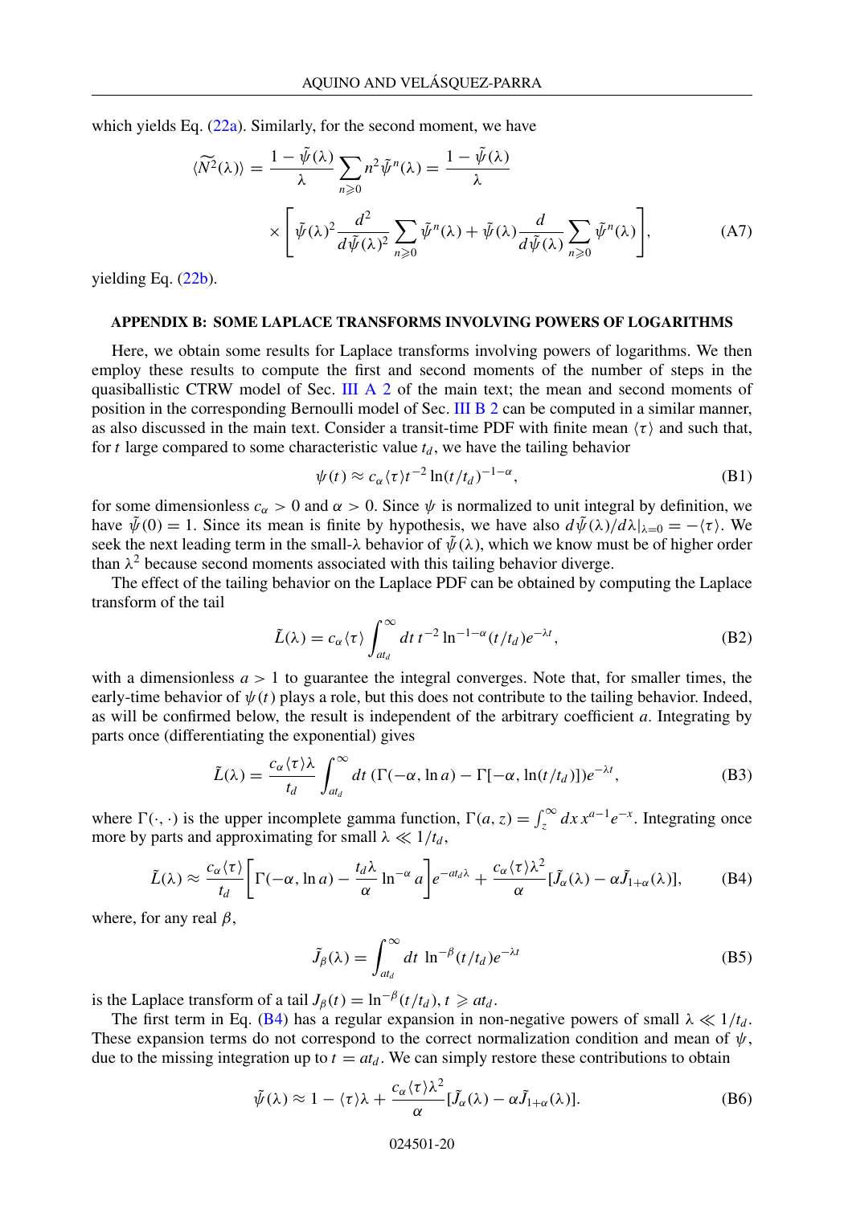which yields Eq. (22a). Similarly, for the second moment, we have

$$\langle \widetilde{N^2}(\lambda) \rangle = \frac{1-\tilde{\psi}(\lambda)}{\lambda} \sum_{n \geqslant 0} n^2 \tilde{\psi}^n(\lambda) = \frac{1-\tilde{\psi}(\lambda)}{\lambda} \times \left[ \tilde{\psi}(\lambda)^2 \frac{d^2}{d\tilde{\psi}(\lambda)^2} \sum_{n \geqslant 0} \tilde{\psi}^n(\lambda) + \tilde{\psi}(\lambda) \frac{d}{d\tilde{\psi}(\lambda)} \sum_{n \geqslant 0} \tilde{\psi}^n(\lambda) \right], \tag{A7}$$

yielding Eq. (22b).

## APPENDIX B: SOME LAPLACE TRANSFORMS INVOLVING POWERS OF LOGARITHMS

Here, we obtain some results for Laplace transforms involving powers of logarithms. We then employ these results to compute the first and second moments of the number of steps in the quasiballistic CTRW model of Sec. III A 2 of the main text; the mean and second moments of position in the corresponding Bernoulli model of Sec. III B 2 can be computed in a similar manner, as also discussed in the main text. Consider a transit-time PDF with finite mean $\langle \tau \rangle$ and such that, for $t$ large compared to some characteristic value $t_d$, we have the tailing behavior

$$\psi(t) \approx c_\alpha \langle \tau \rangle t^{-2} \ln(t/t_d)^{-1-\alpha}, \tag{B1}$$

for some dimensionless $c_\alpha > 0$ and $\alpha > 0$. Since $\psi$ is normalized to unit integral by definition, we have $\tilde{\psi}(0) = 1$. Since its mean is finite by hypothesis, we have also $d\tilde{\psi}(\lambda)/d\lambda|_{\lambda=0} = -\langle \tau \rangle$. We seek the next leading term in the small-$\lambda$ behavior of $\tilde{\psi}(\lambda)$, which we know must be of higher order than $\lambda^2$ because second moments associated with this tailing behavior diverge.

The effect of the tailing behavior on the Laplace PDF can be obtained by computing the Laplace transform of the tail

$$\tilde{L}(\lambda) = c_\alpha \langle \tau \rangle \int_{at_d}^{\infty} dt\, t^{-2} \ln^{-1-\alpha}(t/t_d) e^{-\lambda t}, \tag{B2}$$

with a dimensionless $a > 1$ to guarantee the integral converges. Note that, for smaller times, the early-time behavior of $\psi(t)$ plays a role, but this does not contribute to the tailing behavior. Indeed, as will be confirmed below, the result is independent of the arbitrary coefficient $a$. Integrating by parts once (differentiating the exponential) gives

$$\tilde{L}(\lambda) = \frac{c_\alpha \langle \tau \rangle \lambda}{t_d} \int_{at_d}^{\infty} dt\, (\Gamma(-\alpha, \ln a) - \Gamma[-\alpha, \ln(t/t_d)]) e^{-\lambda t}, \tag{B3}$$

where $\Gamma(\cdot, \cdot)$ is the upper incomplete gamma function, $\Gamma(a, z) = \int_z^\infty dx\, x^{a-1} e^{-x}$. Integrating once more by parts and approximating for small $\lambda \ll 1/t_d$,

$$\tilde{L}(\lambda) \approx \frac{c_\alpha \langle \tau \rangle}{t_d} \left[ \Gamma(-\alpha, \ln a) - \frac{t_d \lambda}{\alpha} \ln^{-\alpha} a \right] e^{-at_d\lambda} + \frac{c_\alpha \langle \tau \rangle \lambda^2}{\alpha} [\tilde{J}_\alpha(\lambda) - \alpha \tilde{J}_{1+\alpha}(\lambda)], \tag{B4}$$

where, for any real $\beta$,

$$\tilde{J}_\beta(\lambda) = \int_{at_d}^{\infty} dt\, \ln^{-\beta}(t/t_d) e^{-\lambda t} \tag{B5}$$

is the Laplace transform of a tail $J_\beta(t) = \ln^{-\beta}(t/t_d)$, $t \geqslant at_d$.

The first term in Eq. (B4) has a regular expansion in non-negative powers of small $\lambda \ll 1/t_d$. These expansion terms do not correspond to the correct normalization condition and mean of $\psi$, due to the missing integration up to $t = at_d$. We can simply restore these contributions to obtain

$$\tilde{\psi}(\lambda) \approx 1 - \langle \tau \rangle \lambda + \frac{c_\alpha \langle \tau \rangle \lambda^2}{\alpha} [\tilde{J}_\alpha(\lambda) - \alpha \tilde{J}_{1+\alpha}(\lambda)]. \tag{B6}$$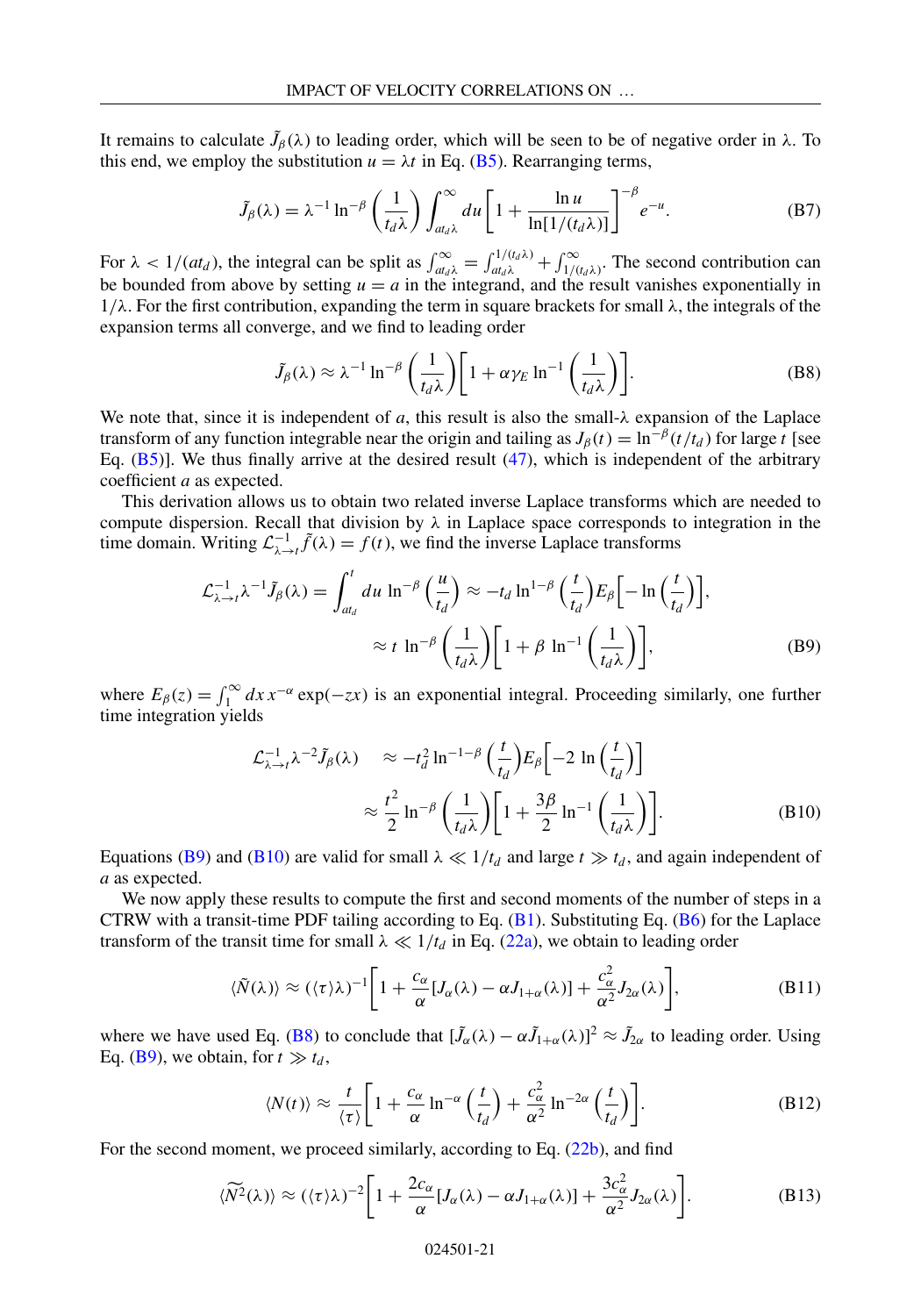It remains to calculate $\tilde{J}_\beta(\lambda)$ to leading order, which will be seen to be of negative order in $\lambda$. To this end, we employ the substitution $u = \lambda t$ in Eq. (B5). Rearranging terms,

$$\tilde{J}_\beta(\lambda) = \lambda^{-1} \ln^{-\beta}\left(\frac{1}{t_d \lambda}\right) \int_{at_d\lambda}^{\infty} du \left[1 + \frac{\ln u}{\ln[1/(t_d\lambda)]}\right]^{-\beta} e^{-u}. \tag{B7}$$

For $\lambda < 1/(at_d)$, the integral can be split as $\int_{at_d\lambda}^{\infty} = \int_{at_d\lambda}^{1/(t_d\lambda)} + \int_{1/(t_d\lambda)}^{\infty}$. The second contribution can be bounded from above by setting $u = a$ in the integrand, and the result vanishes exponentially in $1/\lambda$. For the first contribution, expanding the term in square brackets for small $\lambda$, the integrals of the expansion terms all converge, and we find to leading order

$$\tilde{J}_\beta(\lambda) \approx \lambda^{-1} \ln^{-\beta}\left(\frac{1}{t_d\lambda}\right)\left[1 + \alpha\gamma_E \ln^{-1}\left(\frac{1}{t_d\lambda}\right)\right]. \tag{B8}$$

We note that, since it is independent of $a$, this result is also the small-$\lambda$ expansion of the Laplace transform of any function integrable near the origin and tailing as $J_\beta(t) = \ln^{-\beta}(t/t_d)$ for large $t$ [see Eq. (B5)]. We thus finally arrive at the desired result (47), which is independent of the arbitrary coefficient $a$ as expected.

This derivation allows us to obtain two related inverse Laplace transforms which are needed to compute dispersion. Recall that division by $\lambda$ in Laplace space corresponds to integration in the time domain. Writing $\mathcal{L}^{-1}_{\lambda\to t}\tilde{f}(\lambda) = f(t)$, we find the inverse Laplace transforms

$$\begin{aligned}\mathcal{L}^{-1}_{\lambda\to t}\lambda^{-1}\tilde{J}_\beta(\lambda) &= \int_{at_d}^{t} du \, \ln^{-\beta}\left(\frac{u}{t_d}\right) \approx -t_d \ln^{1-\beta}\left(\frac{t}{t_d}\right) E_\beta\left[-\ln\left(\frac{t}{t_d}\right)\right], \\ &\approx t \, \ln^{-\beta}\left(\frac{1}{t_d\lambda}\right)\left[1 + \beta \, \ln^{-1}\left(\frac{1}{t_d\lambda}\right)\right],\end{aligned} \tag{B9}$$

where $E_\beta(z) = \int_1^\infty dx \, x^{-\alpha} \exp(-zx)$ is an exponential integral. Proceeding similarly, one further time integration yields

$$\begin{aligned}\mathcal{L}^{-1}_{\lambda\to t}\lambda^{-2}\tilde{J}_\beta(\lambda) &\approx -t_d^2 \ln^{-1-\beta}\left(\frac{t}{t_d}\right) E_\beta\left[-2\,\ln\left(\frac{t}{t_d}\right)\right] \\ &\approx \frac{t^2}{2} \ln^{-\beta}\left(\frac{1}{t_d\lambda}\right)\left[1 + \frac{3\beta}{2} \ln^{-1}\left(\frac{1}{t_d\lambda}\right)\right].\end{aligned} \tag{B10}$$

Equations (B9) and (B10) are valid for small $\lambda \ll 1/t_d$ and large $t \gg t_d$, and again independent of $a$ as expected.

We now apply these results to compute the first and second moments of the number of steps in a CTRW with a transit-time PDF tailing according to Eq. (B1). Substituting Eq. (B6) for the Laplace transform of the transit time for small $\lambda \ll 1/t_d$ in Eq. (22a), we obtain to leading order

$$\langle\tilde{N}(\lambda)\rangle \approx (\langle\tau\rangle\lambda)^{-1}\left[1 + \frac{c_\alpha}{\alpha}[J_\alpha(\lambda) - \alpha J_{1+\alpha}(\lambda)] + \frac{c_\alpha^2}{\alpha^2} J_{2\alpha}(\lambda)\right], \tag{B11}$$

where we have used Eq. (B8) to conclude that $[\tilde{J}_\alpha(\lambda) - \alpha\tilde{J}_{1+\alpha}(\lambda)]^2 \approx \tilde{J}_{2\alpha}$ to leading order. Using Eq. (B9), we obtain, for $t \gg t_d$,

$$\langle N(t)\rangle \approx \frac{t}{\langle\tau\rangle}\left[1 + \frac{c_\alpha}{\alpha} \ln^{-\alpha}\left(\frac{t}{t_d}\right) + \frac{c_\alpha^2}{\alpha^2} \ln^{-2\alpha}\left(\frac{t}{t_d}\right)\right]. \tag{B12}$$

For the second moment, we proceed similarly, according to Eq. (22b), and find

$$\langle\widetilde{N^2}(\lambda)\rangle \approx (\langle\tau\rangle\lambda)^{-2}\left[1 + \frac{2c_\alpha}{\alpha}[J_\alpha(\lambda) - \alpha J_{1+\alpha}(\lambda)] + \frac{3c_\alpha^2}{\alpha^2} J_{2\alpha}(\lambda)\right]. \tag{B13}$$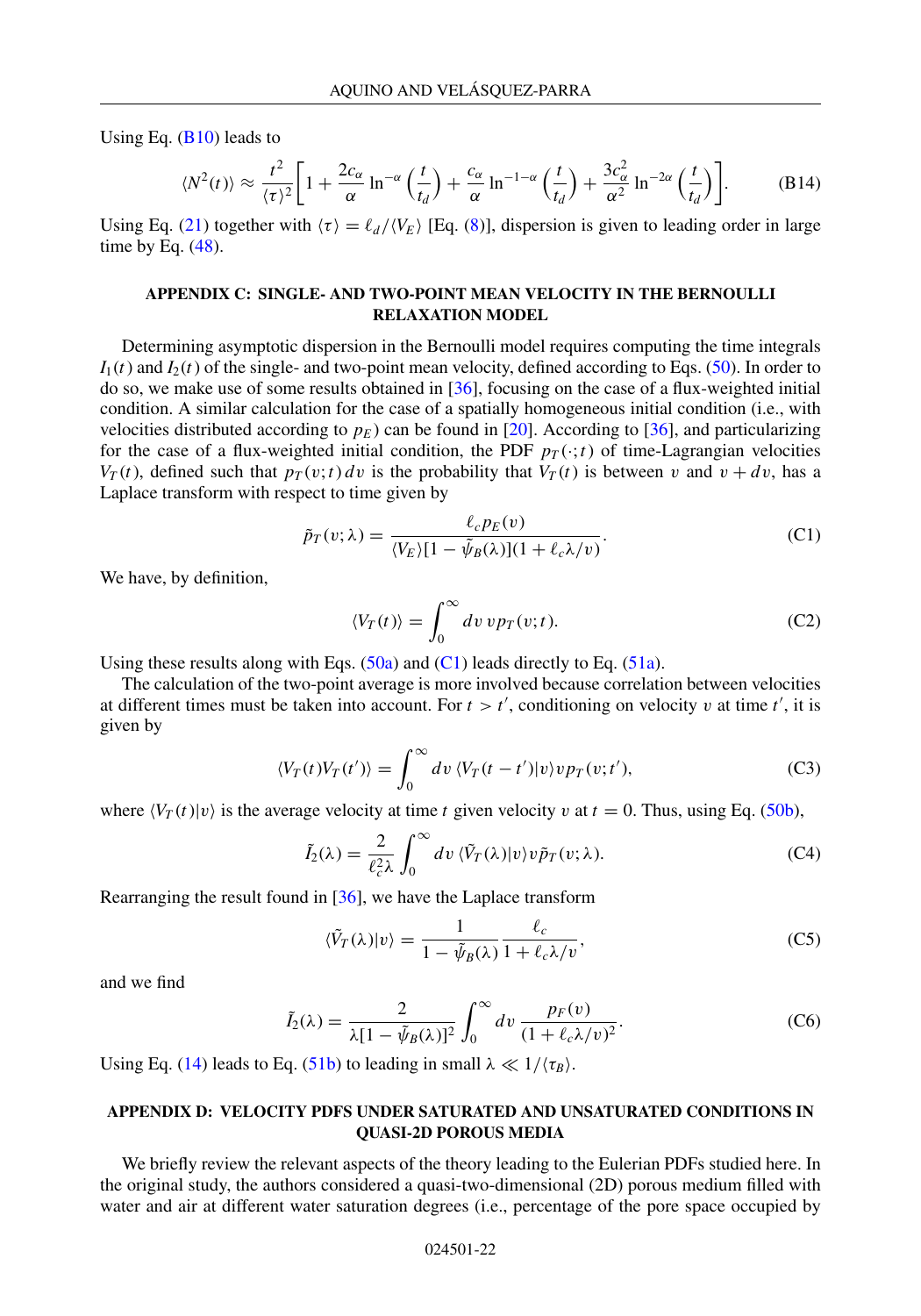Using Eq. (B10) leads to

$$\langle N^2(t)\rangle \approx \frac{t^2}{\langle\tau\rangle^2}\left[1+\frac{2c_\alpha}{\alpha}\ln^{-\alpha}\left(\frac{t}{t_d}\right)+\frac{c_\alpha}{\alpha}\ln^{-1-\alpha}\left(\frac{t}{t_d}\right)+\frac{3c_\alpha^2}{\alpha^2}\ln^{-2\alpha}\left(\frac{t}{t_d}\right)\right]. \tag{B14}$$

Using Eq. (21) together with $\langle\tau\rangle = \ell_d/\langle V_E\rangle$ [Eq. (8)], dispersion is given to leading order in large time by Eq. (48).

## APPENDIX C: SINGLE- AND TWO-POINT MEAN VELOCITY IN THE BERNOULLI RELAXATION MODEL

Determining asymptotic dispersion in the Bernoulli model requires computing the time integrals $I_1(t)$ and $I_2(t)$ of the single- and two-point mean velocity, defined according to Eqs. (50). In order to do so, we make use of some results obtained in [36], focusing on the case of a flux-weighted initial condition. A similar calculation for the case of a spatially homogeneous initial condition (i.e., with velocities distributed according to $p_E$) can be found in [20]. According to [36], and particularizing for the case of a flux-weighted initial condition, the PDF $p_T(\cdot;t)$ of time-Lagrangian velocities $V_T(t)$, defined such that $p_T(v;t)\,dv$ is the probability that $V_T(t)$ is between $v$ and $v+dv$, has a Laplace transform with respect to time given by

$$\tilde{p}_T(v;\lambda) = \frac{\ell_c p_E(v)}{\langle V_E\rangle[1-\tilde{\psi}_B(\lambda)](1+\ell_c\lambda/v)}. \tag{C1}$$

We have, by definition,

$$\langle V_T(t)\rangle = \int_0^\infty dv\, v p_T(v;t). \tag{C2}$$

Using these results along with Eqs. (50a) and (C1) leads directly to Eq. (51a).

The calculation of the two-point average is more involved because correlation between velocities at different times must be taken into account. For $t > t'$, conditioning on velocity $v$ at time $t'$, it is given by

$$\langle V_T(t)V_T(t')\rangle = \int_0^\infty dv\,\langle V_T(t-t')|v\rangle v p_T(v;t'), \tag{C3}$$

where $\langle V_T(t)|v\rangle$ is the average velocity at time $t$ given velocity $v$ at $t=0$. Thus, using Eq. (50b),

$$\tilde{I}_2(\lambda) = \frac{2}{\ell_c^2\lambda}\int_0^\infty dv\,\langle\tilde{V}_T(\lambda)|v\rangle v\tilde{p}_T(v;\lambda). \tag{C4}$$

Rearranging the result found in [36], we have the Laplace transform

$$\langle\tilde{V}_T(\lambda)|v\rangle = \frac{1}{1-\tilde{\psi}_B(\lambda)}\frac{\ell_c}{1+\ell_c\lambda/v}, \tag{C5}$$

and we find

$$\tilde{I}_2(\lambda) = \frac{2}{\lambda[1-\tilde{\psi}_B(\lambda)]^2}\int_0^\infty dv\,\frac{p_F(v)}{(1+\ell_c\lambda/v)^2}. \tag{C6}$$

Using Eq. (14) leads to Eq. (51b) to leading in small $\lambda \ll 1/\langle\tau_B\rangle$.

## APPENDIX D: VELOCITY PDFS UNDER SATURATED AND UNSATURATED CONDITIONS IN QUASI-2D POROUS MEDIA

We briefly review the relevant aspects of the theory leading to the Eulerian PDFs studied here. In the original study, the authors considered a quasi-two-dimensional (2D) porous medium filled with water and air at different water saturation degrees (i.e., percentage of the pore space occupied by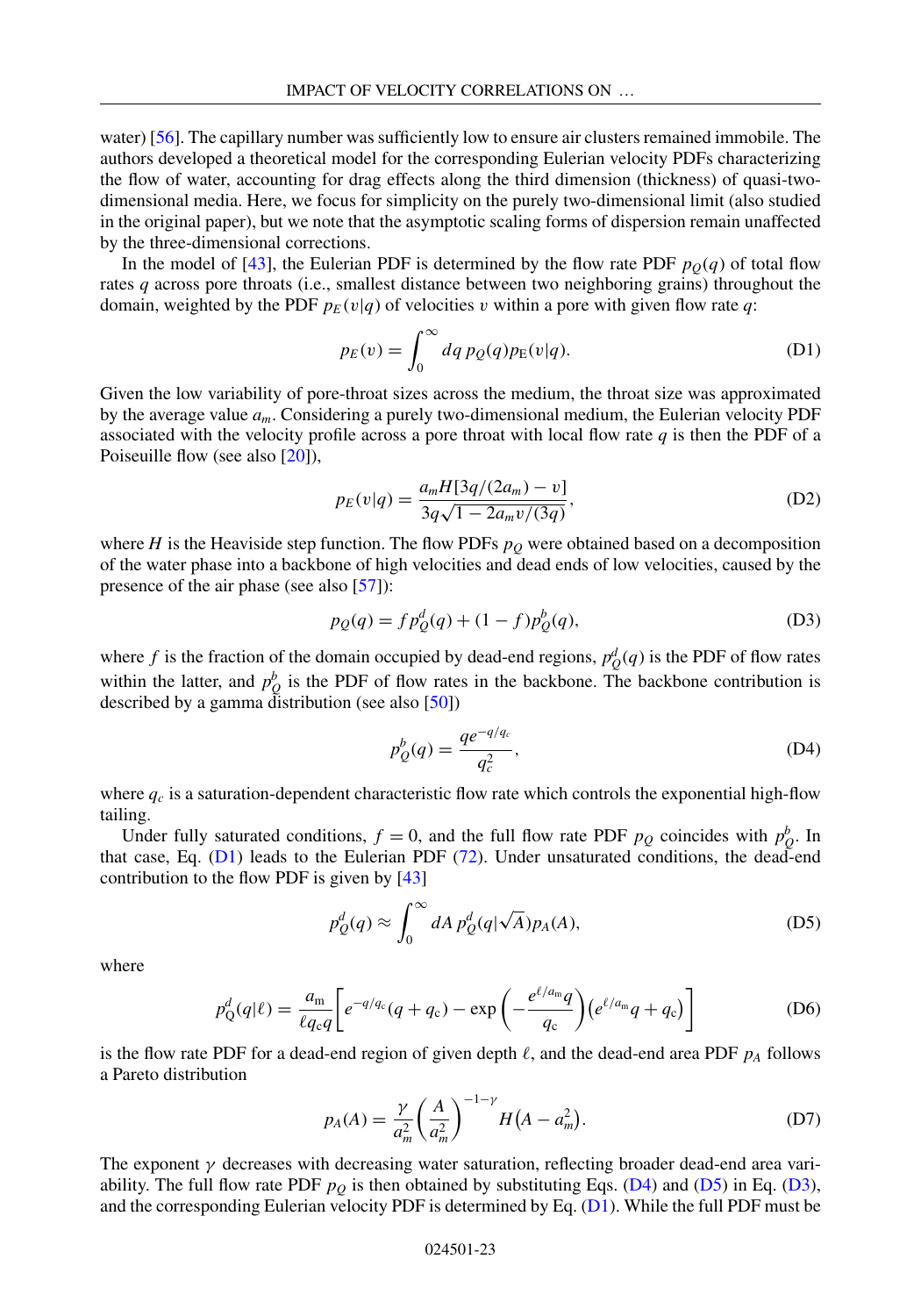water) [56]. The capillary number was sufficiently low to ensure air clusters remained immobile. The authors developed a theoretical model for the corresponding Eulerian velocity PDFs characterizing the flow of water, accounting for drag effects along the third dimension (thickness) of quasi-two-dimensional media. Here, we focus for simplicity on the purely two-dimensional limit (also studied in the original paper), but we note that the asymptotic scaling forms of dispersion remain unaffected by the three-dimensional corrections.

In the model of [43], the Eulerian PDF is determined by the flow rate PDF $p_Q(q)$ of total flow rates $q$ across pore throats (i.e., smallest distance between two neighboring grains) throughout the domain, weighted by the PDF $p_E(v|q)$ of velocities $v$ within a pore with given flow rate $q$:

$$p_E(v) = \int_0^\infty dq\, p_Q(q) p_{\mathrm{E}}(v|q). \tag{D1}$$

Given the low variability of pore-throat sizes across the medium, the throat size was approximated by the average value $a_m$. Considering a purely two-dimensional medium, the Eulerian velocity PDF associated with the velocity profile across a pore throat with local flow rate $q$ is then the PDF of a Poiseuille flow (see also [20]),

$$p_E(v|q) = \frac{a_m H[3q/(2a_m) - v]}{3q\sqrt{1 - 2a_m v/(3q)}}, \tag{D2}$$

where $H$ is the Heaviside step function. The flow PDFs $p_Q$ were obtained based on a decomposition of the water phase into a backbone of high velocities and dead ends of low velocities, caused by the presence of the air phase (see also [57]):

$$p_Q(q) = f p_Q^d(q) + (1 - f) p_Q^b(q), \tag{D3}$$

where $f$ is the fraction of the domain occupied by dead-end regions, $p_Q^d(q)$ is the PDF of flow rates within the latter, and $p_Q^b$ is the PDF of flow rates in the backbone. The backbone contribution is described by a gamma distribution (see also [50])

$$p_Q^b(q) = \frac{q e^{-q/q_c}}{q_c^2}, \tag{D4}$$

where $q_c$ is a saturation-dependent characteristic flow rate which controls the exponential high-flow tailing.

Under fully saturated conditions, $f = 0$, and the full flow rate PDF $p_Q$ coincides with $p_Q^b$. In that case, Eq. (D1) leads to the Eulerian PDF (72). Under unsaturated conditions, the dead-end contribution to the flow PDF is given by [43]

$$p_Q^d(q) \approx \int_0^\infty dA\, p_Q^d(q|\sqrt{A}) p_A(A), \tag{D5}$$

where

$$p_{\mathrm{Q}}^d(q|\ell) = \frac{a_{\mathrm{m}}}{\ell q_{\mathrm{c}} q}\left[e^{-q/q_{\mathrm{c}}}(q + q_{\mathrm{c}}) - \exp\left(-\frac{e^{\ell/a_{\mathrm{m}}} q}{q_{\mathrm{c}}}\right)\left(e^{\ell/a_{\mathrm{m}}} q + q_{\mathrm{c}}\right)\right] \tag{D6}$$

is the flow rate PDF for a dead-end region of given depth $\ell$, and the dead-end area PDF $p_A$ follows a Pareto distribution

$$p_A(A) = \frac{\gamma}{a_m^2}\left(\frac{A}{a_m^2}\right)^{-1-\gamma} H\big(A - a_m^2\big). \tag{D7}$$

The exponent $\gamma$ decreases with decreasing water saturation, reflecting broader dead-end area variability. The full flow rate PDF $p_Q$ is then obtained by substituting Eqs. (D4) and (D5) in Eq. (D3), and the corresponding Eulerian velocity PDF is determined by Eq. (D1). While the full PDF must be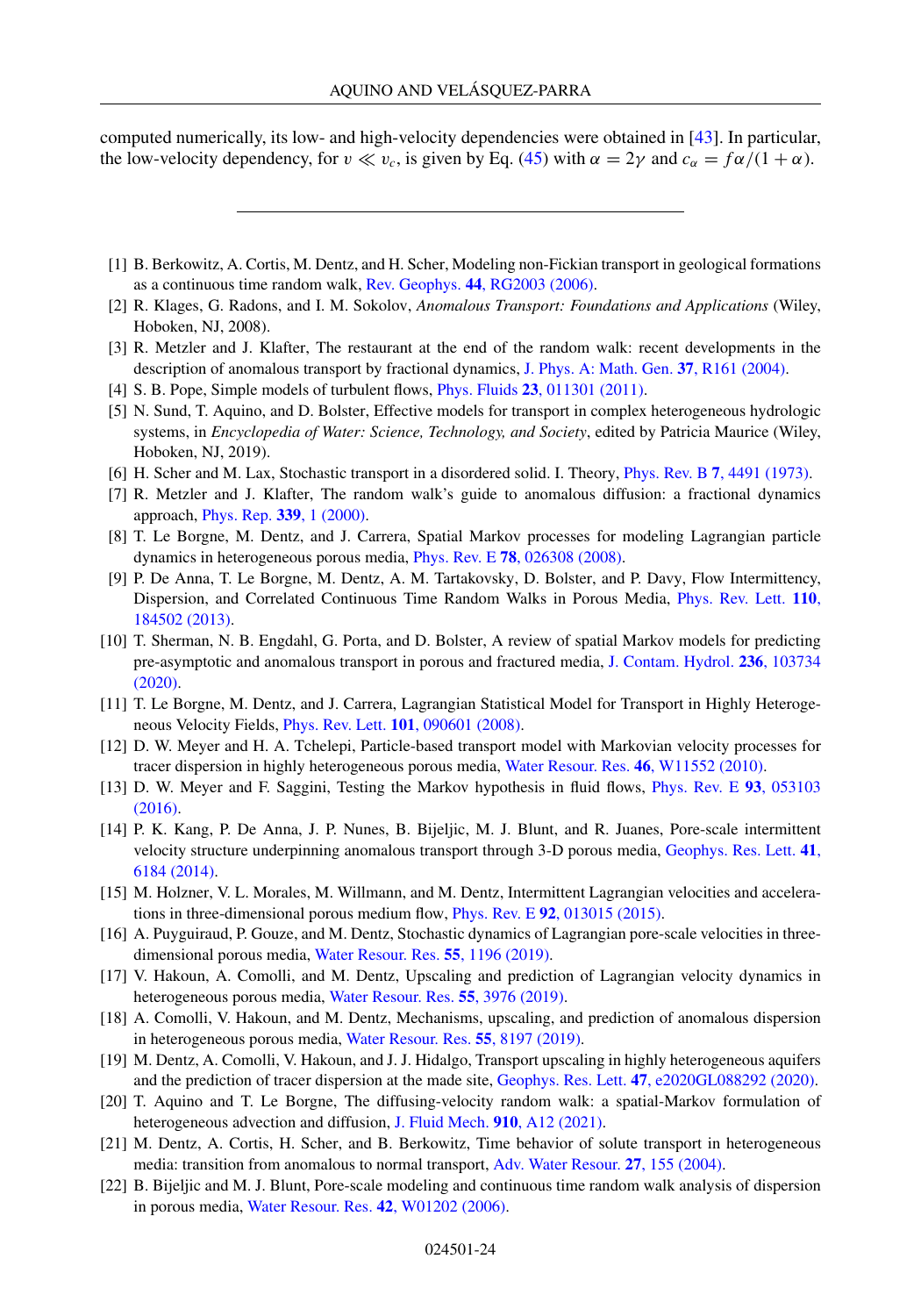computed numerically, its low- and high-velocity dependencies were obtained in [43]. In particular, the low-velocity dependency, for $v \ll v_c$, is given by Eq. (45) with $\alpha = 2\gamma$ and $c_\alpha = f\alpha/(1+\alpha)$.

---

[1] B. Berkowitz, A. Cortis, M. Dentz, and H. Scher, Modeling non-Fickian transport in geological formations as a continuous time random walk, Rev. Geophys. **44**, RG2003 (2006).

[2] R. Klages, G. Radons, and I. M. Sokolov, *Anomalous Transport: Foundations and Applications* (Wiley, Hoboken, NJ, 2008).

[3] R. Metzler and J. Klafter, The restaurant at the end of the random walk: recent developments in the description of anomalous transport by fractional dynamics, J. Phys. A: Math. Gen. **37**, R161 (2004).

[4] S. B. Pope, Simple models of turbulent flows, Phys. Fluids **23**, 011301 (2011).

[5] N. Sund, T. Aquino, and D. Bolster, Effective models for transport in complex heterogeneous hydrologic systems, in *Encyclopedia of Water: Science, Technology, and Society*, edited by Patricia Maurice (Wiley, Hoboken, NJ, 2019).

[6] H. Scher and M. Lax, Stochastic transport in a disordered solid. I. Theory, Phys. Rev. B **7**, 4491 (1973).

[7] R. Metzler and J. Klafter, The random walk's guide to anomalous diffusion: a fractional dynamics approach, Phys. Rep. **339**, 1 (2000).

[8] T. Le Borgne, M. Dentz, and J. Carrera, Spatial Markov processes for modeling Lagrangian particle dynamics in heterogeneous porous media, Phys. Rev. E **78**, 026308 (2008).

[9] P. De Anna, T. Le Borgne, M. Dentz, A. M. Tartakovsky, D. Bolster, and P. Davy, Flow Intermittency, Dispersion, and Correlated Continuous Time Random Walks in Porous Media, Phys. Rev. Lett. **110**, 184502 (2013).

[10] T. Sherman, N. B. Engdahl, G. Porta, and D. Bolster, A review of spatial Markov models for predicting pre-asymptotic and anomalous transport in porous and fractured media, J. Contam. Hydrol. **236**, 103734 (2020).

[11] T. Le Borgne, M. Dentz, and J. Carrera, Lagrangian Statistical Model for Transport in Highly Heterogeneous Velocity Fields, Phys. Rev. Lett. **101**, 090601 (2008).

[12] D. W. Meyer and H. A. Tchelepi, Particle-based transport model with Markovian velocity processes for tracer dispersion in highly heterogeneous porous media, Water Resour. Res. **46**, W11552 (2010).

[13] D. W. Meyer and F. Saggini, Testing the Markov hypothesis in fluid flows, Phys. Rev. E **93**, 053103 (2016).

[14] P. K. Kang, P. De Anna, J. P. Nunes, B. Bijeljic, M. J. Blunt, and R. Juanes, Pore-scale intermittent velocity structure underpinning anomalous transport through 3-D porous media, Geophys. Res. Lett. **41**, 6184 (2014).

[15] M. Holzner, V. L. Morales, M. Willmann, and M. Dentz, Intermittent Lagrangian velocities and accelerations in three-dimensional porous medium flow, Phys. Rev. E **92**, 013015 (2015).

[16] A. Puyguiraud, P. Gouze, and M. Dentz, Stochastic dynamics of Lagrangian pore-scale velocities in three-dimensional porous media, Water Resour. Res. **55**, 1196 (2019).

[17] V. Hakoun, A. Comolli, and M. Dentz, Upscaling and prediction of Lagrangian velocity dynamics in heterogeneous porous media, Water Resour. Res. **55**, 3976 (2019).

[18] A. Comolli, V. Hakoun, and M. Dentz, Mechanisms, upscaling, and prediction of anomalous dispersion in heterogeneous porous media, Water Resour. Res. **55**, 8197 (2019).

[19] M. Dentz, A. Comolli, V. Hakoun, and J. J. Hidalgo, Transport upscaling in highly heterogeneous aquifers and the prediction of tracer dispersion at the made site, Geophys. Res. Lett. **47**, e2020GL088292 (2020).

[20] T. Aquino and T. Le Borgne, The diffusing-velocity random walk: a spatial-Markov formulation of heterogeneous advection and diffusion, J. Fluid Mech. **910**, A12 (2021).

[21] M. Dentz, A. Cortis, H. Scher, and B. Berkowitz, Time behavior of solute transport in heterogeneous media: transition from anomalous to normal transport, Adv. Water Resour. **27**, 155 (2004).

[22] B. Bijeljic and M. J. Blunt, Pore-scale modeling and continuous time random walk analysis of dispersion in porous media, Water Resour. Res. **42**, W01202 (2006).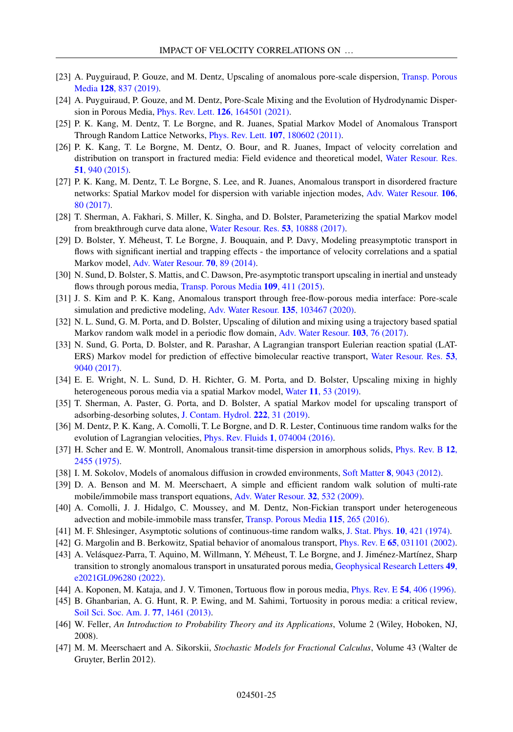[23] A. Puyguiraud, P. Gouze, and M. Dentz, Upscaling of anomalous pore-scale dispersion, Transp. Porous Media **128**, 837 (2019).

[24] A. Puyguiraud, P. Gouze, and M. Dentz, Pore-Scale Mixing and the Evolution of Hydrodynamic Dispersion in Porous Media, Phys. Rev. Lett. **126**, 164501 (2021).

[25] P. K. Kang, M. Dentz, T. Le Borgne, and R. Juanes, Spatial Markov Model of Anomalous Transport Through Random Lattice Networks, Phys. Rev. Lett. **107**, 180602 (2011).

[26] P. K. Kang, T. Le Borgne, M. Dentz, O. Bour, and R. Juanes, Impact of velocity correlation and distribution on transport in fractured media: Field evidence and theoretical model, Water Resour. Res. **51**, 940 (2015).

[27] P. K. Kang, M. Dentz, T. Le Borgne, S. Lee, and R. Juanes, Anomalous transport in disordered fracture networks: Spatial Markov model for dispersion with variable injection modes, Adv. Water Resour. **106**, 80 (2017).

[28] T. Sherman, A. Fakhari, S. Miller, K. Singha, and D. Bolster, Parameterizing the spatial Markov model from breakthrough curve data alone, Water Resour. Res. **53**, 10888 (2017).

[29] D. Bolster, Y. Méheust, T. Le Borgne, J. Bouquain, and P. Davy, Modeling preasymptotic transport in flows with significant inertial and trapping effects - the importance of velocity correlations and a spatial Markov model, Adv. Water Resour. **70**, 89 (2014).

[30] N. Sund, D. Bolster, S. Mattis, and C. Dawson, Pre-asymptotic transport upscaling in inertial and unsteady flows through porous media, Transp. Porous Media **109**, 411 (2015).

[31] J. S. Kim and P. K. Kang, Anomalous transport through free-flow-porous media interface: Pore-scale simulation and predictive modeling, Adv. Water Resour. **135**, 103467 (2020).

[32] N. L. Sund, G. M. Porta, and D. Bolster, Upscaling of dilution and mixing using a trajectory based spatial Markov random walk model in a periodic flow domain, Adv. Water Resour. **103**, 76 (2017).

[33] N. Sund, G. Porta, D. Bolster, and R. Parashar, A Lagrangian transport Eulerian reaction spatial (LATERS) Markov model for prediction of effective bimolecular reactive transport, Water Resour. Res. **53**, 9040 (2017).

[34] E. E. Wright, N. L. Sund, D. H. Richter, G. M. Porta, and D. Bolster, Upscaling mixing in highly heterogeneous porous media via a spatial Markov model, Water **11**, 53 (2019).

[35] T. Sherman, A. Paster, G. Porta, and D. Bolster, A spatial Markov model for upscaling transport of adsorbing-desorbing solutes, J. Contam. Hydrol. **222**, 31 (2019).

[36] M. Dentz, P. K. Kang, A. Comolli, T. Le Borgne, and D. R. Lester, Continuous time random walks for the evolution of Lagrangian velocities, Phys. Rev. Fluids **1**, 074004 (2016).

[37] H. Scher and E. W. Montroll, Anomalous transit-time dispersion in amorphous solids, Phys. Rev. B **12**, 2455 (1975).

[38] I. M. Sokolov, Models of anomalous diffusion in crowded environments, Soft Matter **8**, 9043 (2012).

[39] D. A. Benson and M. M. Meerschaert, A simple and efficient random walk solution of multi-rate mobile/immobile mass transport equations, Adv. Water Resour. **32**, 532 (2009).

[40] A. Comolli, J. J. Hidalgo, C. Moussey, and M. Dentz, Non-Fickian transport under heterogeneous advection and mobile-immobile mass transfer, Transp. Porous Media **115**, 265 (2016).

[41] M. F. Shlesinger, Asymptotic solutions of continuous-time random walks, J. Stat. Phys. **10**, 421 (1974).

[42] G. Margolin and B. Berkowitz, Spatial behavior of anomalous transport, Phys. Rev. E **65**, 031101 (2002).

[43] A. Velásquez-Parra, T. Aquino, M. Willmann, Y. Méheust, T. Le Borgne, and J. Jiménez-Martínez, Sharp transition to strongly anomalous transport in unsaturated porous media, Geophysical Research Letters **49**, e2021GL096280 (2022).

[44] A. Koponen, M. Kataja, and J. V. Timonen, Tortuous flow in porous media, Phys. Rev. E **54**, 406 (1996).

[45] B. Ghanbarian, A. G. Hunt, R. P. Ewing, and M. Sahimi, Tortuosity in porous media: a critical review, Soil Sci. Soc. Am. J. **77**, 1461 (2013).

[46] W. Feller, *An Introduction to Probability Theory and its Applications*, Volume 2 (Wiley, Hoboken, NJ, 2008).

[47] M. M. Meerschaert and A. Sikorskii, *Stochastic Models for Fractional Calculus*, Volume 43 (Walter de Gruyter, Berlin 2012).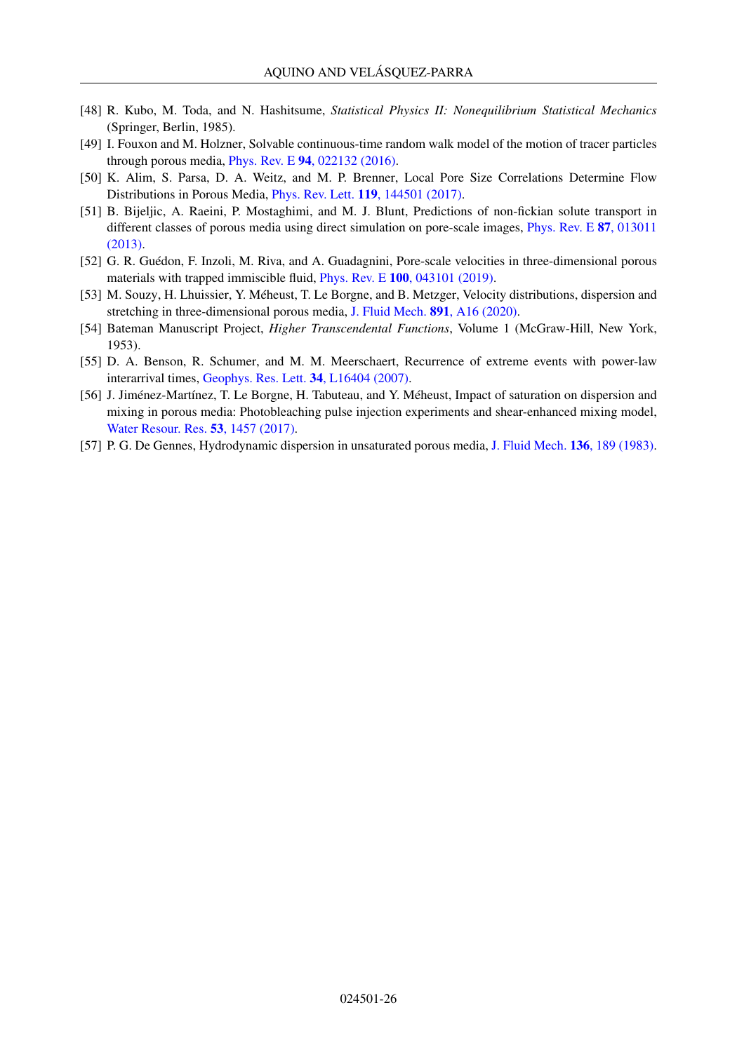[48] R. Kubo, M. Toda, and N. Hashitsume, *Statistical Physics II: Nonequilibrium Statistical Mechanics* (Springer, Berlin, 1985).

[49] I. Fouxon and M. Holzner, Solvable continuous-time random walk model of the motion of tracer particles through porous media, Phys. Rev. E **94**, 022132 (2016).

[50] K. Alim, S. Parsa, D. A. Weitz, and M. P. Brenner, Local Pore Size Correlations Determine Flow Distributions in Porous Media, Phys. Rev. Lett. **119**, 144501 (2017).

[51] B. Bijeljic, A. Raeini, P. Mostaghimi, and M. J. Blunt, Predictions of non-fickian solute transport in different classes of porous media using direct simulation on pore-scale images, Phys. Rev. E **87**, 013011 (2013).

[52] G. R. Guédon, F. Inzoli, M. Riva, and A. Guadagnini, Pore-scale velocities in three-dimensional porous materials with trapped immiscible fluid, Phys. Rev. E **100**, 043101 (2019).

[53] M. Souzy, H. Lhuissier, Y. Méheust, T. Le Borgne, and B. Metzger, Velocity distributions, dispersion and stretching in three-dimensional porous media, J. Fluid Mech. **891**, A16 (2020).

[54] Bateman Manuscript Project, *Higher Transcendental Functions*, Volume 1 (McGraw-Hill, New York, 1953).

[55] D. A. Benson, R. Schumer, and M. M. Meerschaert, Recurrence of extreme events with power-law interarrival times, Geophys. Res. Lett. **34**, L16404 (2007).

[56] J. Jiménez-Martínez, T. Le Borgne, H. Tabuteau, and Y. Méheust, Impact of saturation on dispersion and mixing in porous media: Photobleaching pulse injection experiments and shear-enhanced mixing model, Water Resour. Res. **53**, 1457 (2017).

[57] P. G. De Gennes, Hydrodynamic dispersion in unsaturated porous media, J. Fluid Mech. **136**, 189 (1983).